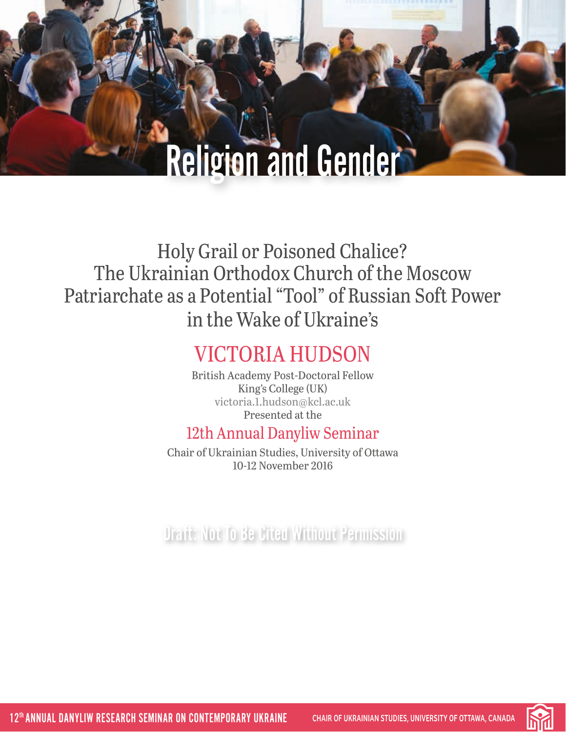# Religion and Gender

## Holy Grail or Poisoned Chalice? The Ukrainian Orthodox Church of the Moscow Patriarchate as a Potential "Tool" of Russian Soft Power in the Wake of Ukraine's

**VICTORIA HUDSON**

British Academy Post-Doctoral Fellow
King's College (UK)
victoria.1.hudson@kcl.ac.uk
Presented at the

**12th Annual Danyliw Seminar**

Chair of Ukrainian Studies, University of Ottawa
10-12 November 2016

Draft: Not To Be Cited Without Permission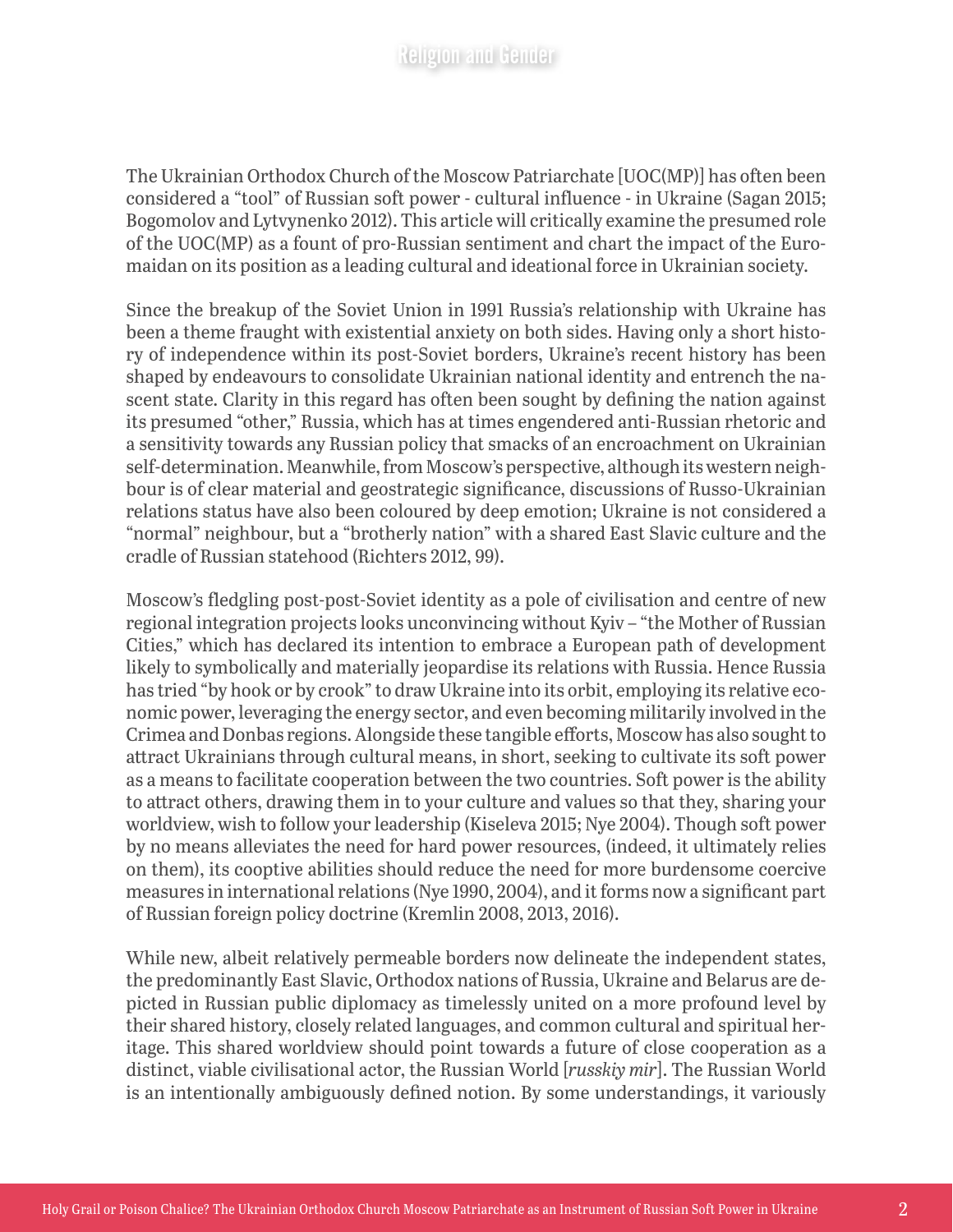The Ukrainian Orthodox Church of the Moscow Patriarchate [UOC(MP)] has often been considered a "tool" of Russian soft power - cultural influence - in Ukraine (Sagan 2015; Bogomolov and Lytvynenko 2012). This article will critically examine the presumed role of the UOC(MP) as a fount of pro-Russian sentiment and chart the impact of the Euromaidan on its position as a leading cultural and ideational force in Ukrainian society.

Since the breakup of the Soviet Union in 1991 Russia's relationship with Ukraine has been a theme fraught with existential anxiety on both sides. Having only a short history of independence within its post-Soviet borders, Ukraine's recent history has been shaped by endeavours to consolidate Ukrainian national identity and entrench the nascent state. Clarity in this regard has often been sought by defining the nation against its presumed "other," Russia, which has at times engendered anti-Russian rhetoric and a sensitivity towards any Russian policy that smacks of an encroachment on Ukrainian self-determination. Meanwhile, from Moscow's perspective, although its western neighbour is of clear material and geostrategic significance, discussions of Russo-Ukrainian relations status have also been coloured by deep emotion; Ukraine is not considered a "normal" neighbour, but a "brotherly nation" with a shared East Slavic culture and the cradle of Russian statehood (Richters 2012, 99).

Moscow's fledgling post-post-Soviet identity as a pole of civilisation and centre of new regional integration projects looks unconvincing without Kyiv – "the Mother of Russian Cities," which has declared its intention to embrace a European path of development likely to symbolically and materially jeopardise its relations with Russia. Hence Russia has tried "by hook or by crook" to draw Ukraine into its orbit, employing its relative economic power, leveraging the energy sector, and even becoming militarily involved in the Crimea and Donbas regions. Alongside these tangible efforts, Moscow has also sought to attract Ukrainians through cultural means, in short, seeking to cultivate its soft power as a means to facilitate cooperation between the two countries. Soft power is the ability to attract others, drawing them in to your culture and values so that they, sharing your worldview, wish to follow your leadership (Kiseleva 2015; Nye 2004). Though soft power by no means alleviates the need for hard power resources, (indeed, it ultimately relies on them), its cooptive abilities should reduce the need for more burdensome coercive measures in international relations (Nye 1990, 2004), and it forms now a significant part of Russian foreign policy doctrine (Kremlin 2008, 2013, 2016).

While new, albeit relatively permeable borders now delineate the independent states, the predominantly East Slavic, Orthodox nations of Russia, Ukraine and Belarus are depicted in Russian public diplomacy as timelessly united on a more profound level by their shared history, closely related languages, and common cultural and spiritual heritage. This shared worldview should point towards a future of close cooperation as a distinct, viable civilisational actor, the Russian World [*russkiy mir*]. The Russian World is an intentionally ambiguously defined notion. By some understandings, it variously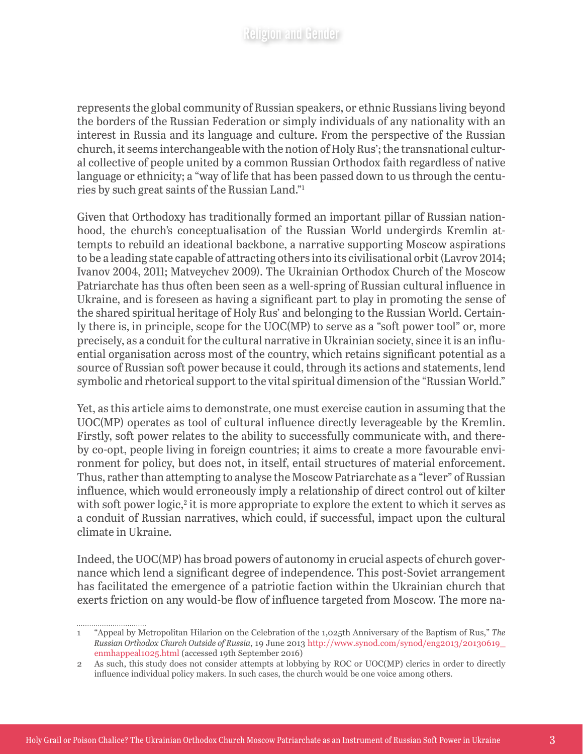represents the global community of Russian speakers, or ethnic Russians living beyond the borders of the Russian Federation or simply individuals of any nationality with an interest in Russia and its language and culture. From the perspective of the Russian church, it seems interchangeable with the notion of Holy Rus'; the transnational cultural collective of people united by a common Russian Orthodox faith regardless of native language or ethnicity; a "way of life that has been passed down to us through the centuries by such great saints of the Russian Land."[1]

Given that Orthodoxy has traditionally formed an important pillar of Russian nationhood, the church's conceptualisation of the Russian World undergirds Kremlin attempts to rebuild an ideational backbone, a narrative supporting Moscow aspirations to be a leading state capable of attracting others into its civilisational orbit (Lavrov 2014; Ivanov 2004, 2011; Matveychev 2009). The Ukrainian Orthodox Church of the Moscow Patriarchate has thus often been seen as a well-spring of Russian cultural influence in Ukraine, and is foreseen as having a significant part to play in promoting the sense of the shared spiritual heritage of Holy Rus' and belonging to the Russian World. Certainly there is, in principle, scope for the UOC(MP) to serve as a "soft power tool" or, more precisely, as a conduit for the cultural narrative in Ukrainian society, since it is an influential organisation across most of the country, which retains significant potential as a source of Russian soft power because it could, through its actions and statements, lend symbolic and rhetorical support to the vital spiritual dimension of the "Russian World."

Yet, as this article aims to demonstrate, one must exercise caution in assuming that the UOC(MP) operates as tool of cultural influence directly leverageable by the Kremlin. Firstly, soft power relates to the ability to successfully communicate with, and thereby co-opt, people living in foreign countries; it aims to create a more favourable environment for policy, but does not, in itself, entail structures of material enforcement. Thus, rather than attempting to analyse the Moscow Patriarchate as a "lever" of Russian influence, which would erroneously imply a relationship of direct control out of kilter with soft power logic,[2] it is more appropriate to explore the extent to which it serves as a conduit of Russian narratives, which could, if successful, impact upon the cultural climate in Ukraine.

Indeed, the UOC(MP) has broad powers of autonomy in crucial aspects of church governance which lend a significant degree of independence. This post-Soviet arrangement has facilitated the emergence of a patriotic faction within the Ukrainian church that exerts friction on any would-be flow of influence targeted from Moscow. The more na-

---

1 "Appeal by Metropolitan Hilarion on the Celebration of the 1,025th Anniversary of the Baptism of Rus," *The Russian Orthodox Church Outside of Russia*, 19 June 2013 http://www.synod.com/synod/eng2013/20130619_enmhappeal1025.html (accessed 19th September 2016)

2 As such, this study does not consider attempts at lobbying by ROC or UOC(MP) clerics in order to directly influence individual policy makers. In such cases, the church would be one voice among others.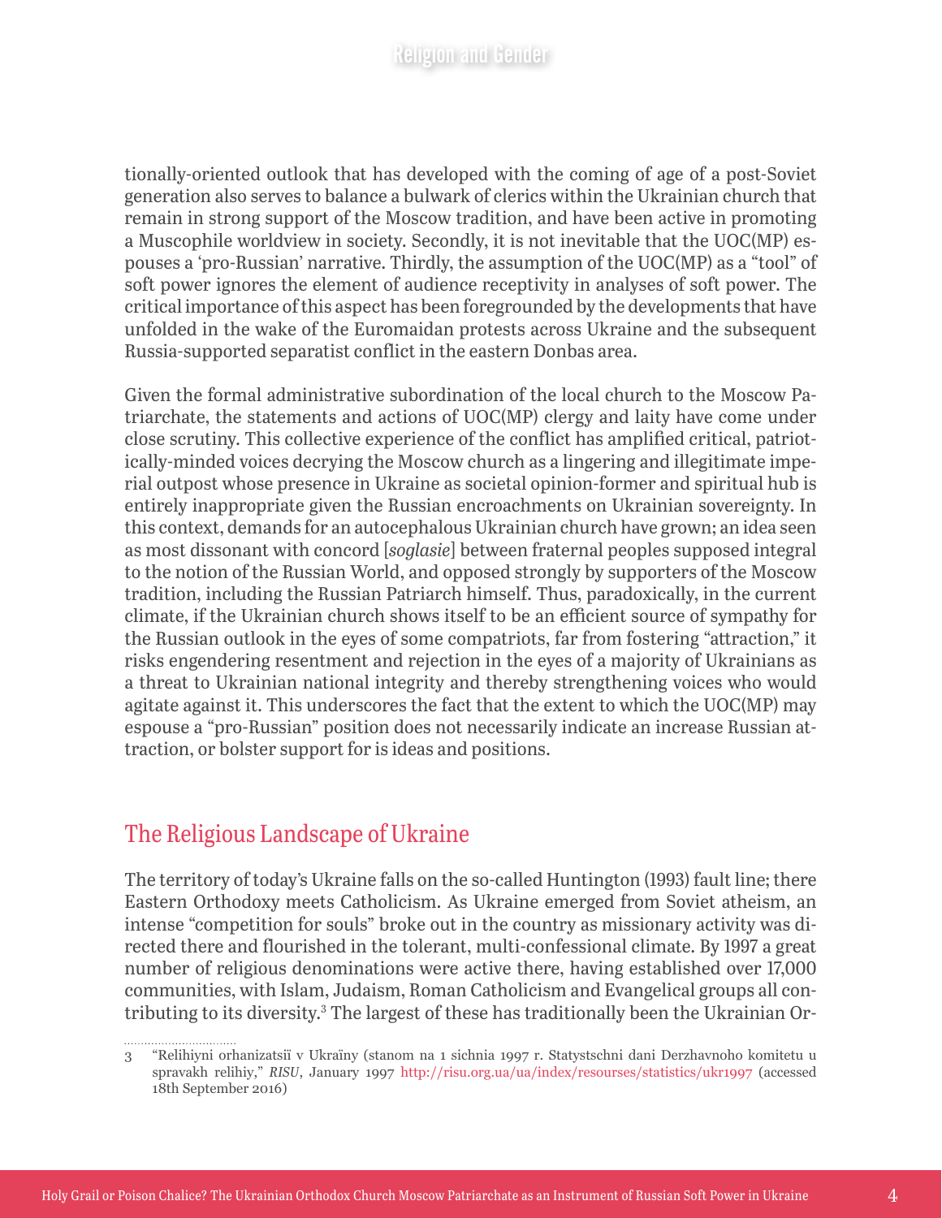tionally-oriented outlook that has developed with the coming of age of a post-Soviet generation also serves to balance a bulwark of clerics within the Ukrainian church that remain in strong support of the Moscow tradition, and have been active in promoting a Muscophile worldview in society. Secondly, it is not inevitable that the UOC(MP) espouses a 'pro-Russian' narrative. Thirdly, the assumption of the UOC(MP) as a "tool" of soft power ignores the element of audience receptivity in analyses of soft power. The critical importance of this aspect has been foregrounded by the developments that have unfolded in the wake of the Euromaidan protests across Ukraine and the subsequent Russia-supported separatist conflict in the eastern Donbas area.

Given the formal administrative subordination of the local church to the Moscow Patriarchate, the statements and actions of UOC(MP) clergy and laity have come under close scrutiny. This collective experience of the conflict has amplified critical, patriotically-minded voices decrying the Moscow church as a lingering and illegitimate imperial outpost whose presence in Ukraine as societal opinion-former and spiritual hub is entirely inappropriate given the Russian encroachments on Ukrainian sovereignty. In this context, demands for an autocephalous Ukrainian church have grown; an idea seen as most dissonant with concord [*soglasie*] between fraternal peoples supposed integral to the notion of the Russian World, and opposed strongly by supporters of the Moscow tradition, including the Russian Patriarch himself. Thus, paradoxically, in the current climate, if the Ukrainian church shows itself to be an efficient source of sympathy for the Russian outlook in the eyes of some compatriots, far from fostering "attraction," it risks engendering resentment and rejection in the eyes of a majority of Ukrainians as a threat to Ukrainian national integrity and thereby strengthening voices who would agitate against it. This underscores the fact that the extent to which the UOC(MP) may espouse a "pro-Russian" position does not necessarily indicate an increase Russian attraction, or bolster support for is ideas and positions.

## The Religious Landscape of Ukraine

The territory of today's Ukraine falls on the so-called Huntington (1993) fault line; there Eastern Orthodoxy meets Catholicism. As Ukraine emerged from Soviet atheism, an intense "competition for souls" broke out in the country as missionary activity was directed there and flourished in the tolerant, multi-confessional climate. By 1997 a great number of religious denominations were active there, having established over 17,000 communities, with Islam, Judaism, Roman Catholicism and Evangelical groups all contributing to its diversity.[3] The largest of these has traditionally been the Ukrainian Or-

3 "Relihiyni orhanizatsiï v Ukraïny (stanom na 1 sichnia 1997 r. Statystschni dani Derzhavnoho komitetu u spravakh relihiy," *RISU*, January 1997 http://risu.org.ua/ua/index/resourses/statistics/ukr1997 (accessed 18th September 2016)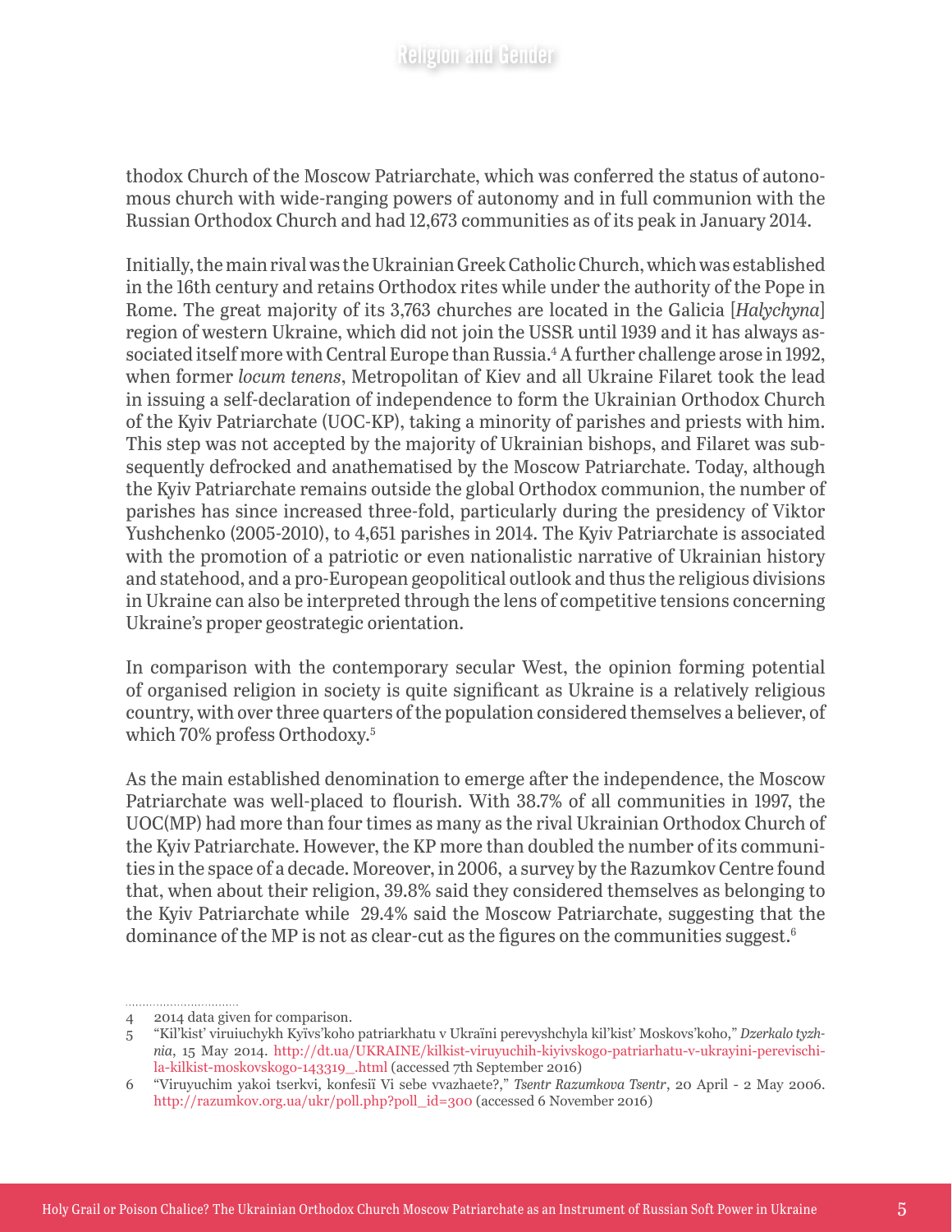thodox Church of the Moscow Patriarchate, which was conferred the status of autonomous church with wide-ranging powers of autonomy and in full communion with the Russian Orthodox Church and had 12,673 communities as of its peak in January 2014.

Initially, the main rival was the Ukrainian Greek Catholic Church, which was established in the 16th century and retains Orthodox rites while under the authority of the Pope in Rome. The great majority of its 3,763 churches are located in the Galicia [*Halychyna*] region of western Ukraine, which did not join the USSR until 1939 and it has always associated itself more with Central Europe than Russia.[4] A further challenge arose in 1992, when former *locum tenens*, Metropolitan of Kiev and all Ukraine Filaret took the lead in issuing a self-declaration of independence to form the Ukrainian Orthodox Church of the Kyiv Patriarchate (UOC-KP), taking a minority of parishes and priests with him. This step was not accepted by the majority of Ukrainian bishops, and Filaret was subsequently defrocked and anathematised by the Moscow Patriarchate. Today, although the Kyiv Patriarchate remains outside the global Orthodox communion, the number of parishes has since increased three-fold, particularly during the presidency of Viktor Yushchenko (2005-2010), to 4,651 parishes in 2014. The Kyiv Patriarchate is associated with the promotion of a patriotic or even nationalistic narrative of Ukrainian history and statehood, and a pro-European geopolitical outlook and thus the religious divisions in Ukraine can also be interpreted through the lens of competitive tensions concerning Ukraine's proper geostrategic orientation.

In comparison with the contemporary secular West, the opinion forming potential of organised religion in society is quite significant as Ukraine is a relatively religious country, with over three quarters of the population considered themselves a believer, of which 70% profess Orthodoxy.[5]

As the main established denomination to emerge after the independence, the Moscow Patriarchate was well-placed to flourish. With 38.7% of all communities in 1997, the UOC(MP) had more than four times as many as the rival Ukrainian Orthodox Church of the Kyiv Patriarchate. However, the KP more than doubled the number of its communities in the space of a decade. Moreover, in 2006, a survey by the Razumkov Centre found that, when about their religion, 39.8% said they considered themselves as belonging to the Kyiv Patriarchate while 29.4% said the Moscow Patriarchate, suggesting that the dominance of the MP is not as clear-cut as the figures on the communities suggest.[6]

---

4 2014 data given for comparison.

5 "Kil'kist' viruiuchykh Kyïvs'koho patriarkhatu v Ukraïni perevyshchyla kil'kist' Moskovs'koho," *Dzerkalo tyzhnia*, 15 May 2014. http://dt.ua/UKRAINE/kilkist-viruyuchih-kiyivskogo-patriarhatu-v-ukrayini-perevischila-kilkist-moskovskogo-143319_.html (accessed 7th September 2016)

6 "Viruyuchim yakoi tserkvi, konfesiï Vi sebe vvazhaete?," *Tsentr Razumkova Tsentr*, 20 April - 2 May 2006. http://razumkov.org.ua/ukr/poll.php?poll_id=300 (accessed 6 November 2016)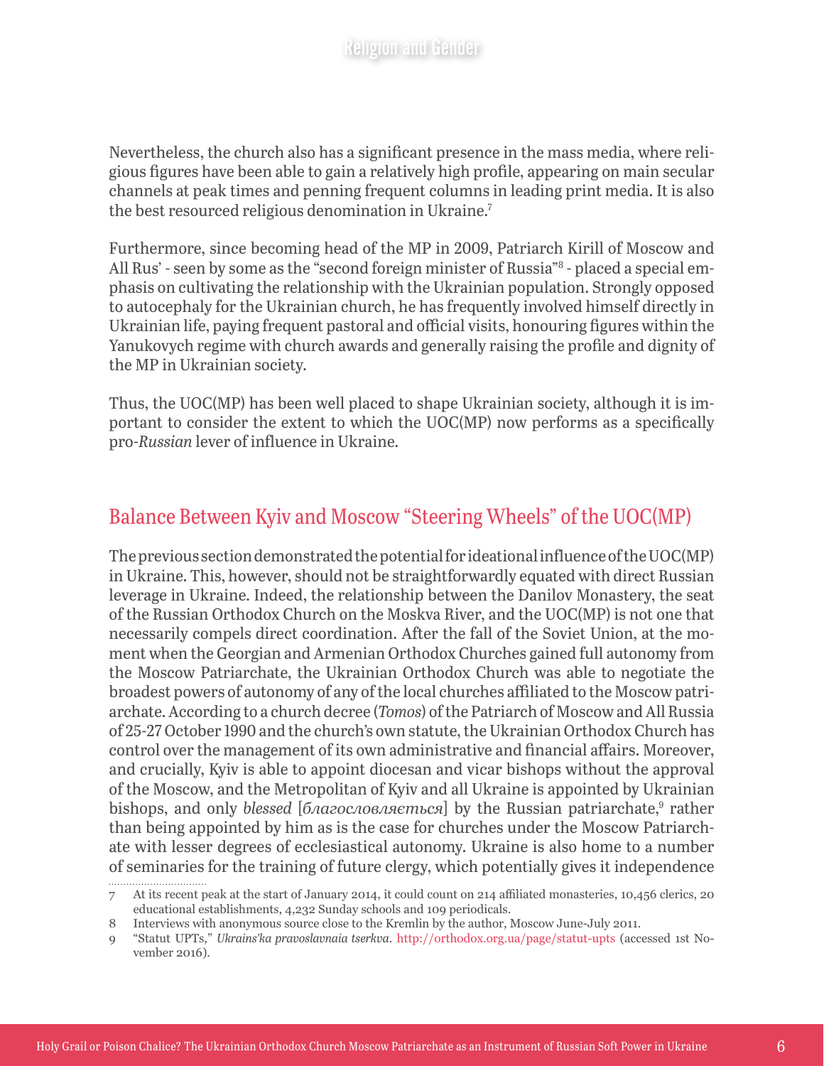Nevertheless, the church also has a significant presence in the mass media, where religious figures have been able to gain a relatively high profile, appearing on main secular channels at peak times and penning frequent columns in leading print media. It is also the best resourced religious denomination in Ukraine.[7]

Furthermore, since becoming head of the MP in 2009, Patriarch Kirill of Moscow and All Rus' - seen by some as the "second foreign minister of Russia"[8] - placed a special emphasis on cultivating the relationship with the Ukrainian population. Strongly opposed to autocephaly for the Ukrainian church, he has frequently involved himself directly in Ukrainian life, paying frequent pastoral and official visits, honouring figures within the Yanukovych regime with church awards and generally raising the profile and dignity of the MP in Ukrainian society.

Thus, the UOC(MP) has been well placed to shape Ukrainian society, although it is important to consider the extent to which the UOC(MP) now performs as a specifically pro-*Russian* lever of influence in Ukraine.

## Balance Between Kyiv and Moscow "Steering Wheels" of the UOC(MP)

The previous section demonstrated the potential for ideational influence of the UOC(MP) in Ukraine. This, however, should not be straightforwardly equated with direct Russian leverage in Ukraine. Indeed, the relationship between the Danilov Monastery, the seat of the Russian Orthodox Church on the Moskva River, and the UOC(MP) is not one that necessarily compels direct coordination. After the fall of the Soviet Union, at the moment when the Georgian and Armenian Orthodox Churches gained full autonomy from the Moscow Patriarchate, the Ukrainian Orthodox Church was able to negotiate the broadest powers of autonomy of any of the local churches affiliated to the Moscow patriarchate. According to a church decree (*Tomos*) of the Patriarch of Moscow and All Russia of 25-27 October 1990 and the church's own statute, the Ukrainian Orthodox Church has control over the management of its own administrative and financial affairs. Moreover, and crucially, Kyiv is able to appoint diocesan and vicar bishops without the approval of the Moscow, and the Metropolitan of Kyiv and all Ukraine is appointed by Ukrainian bishops, and only *blessed* [*благословляється*] by the Russian patriarchate,[9] rather than being appointed by him as is the case for churches under the Moscow Patriarchate with lesser degrees of ecclesiastical autonomy. Ukraine is also home to a number of seminaries for the training of future clergy, which potentially gives it independence

---

7 At its recent peak at the start of January 2014, it could count on 214 affiliated monasteries, 10,456 clerics, 20 educational establishments, 4,232 Sunday schools and 109 periodicals.

8 Interviews with anonymous source close to the Kremlin by the author, Moscow June-July 2011.

9 "Statut UPTs," *Ukrains'ka pravoslavnaia tserkva*. http://orthodox.org.ua/page/statut-upts (accessed 1st November 2016).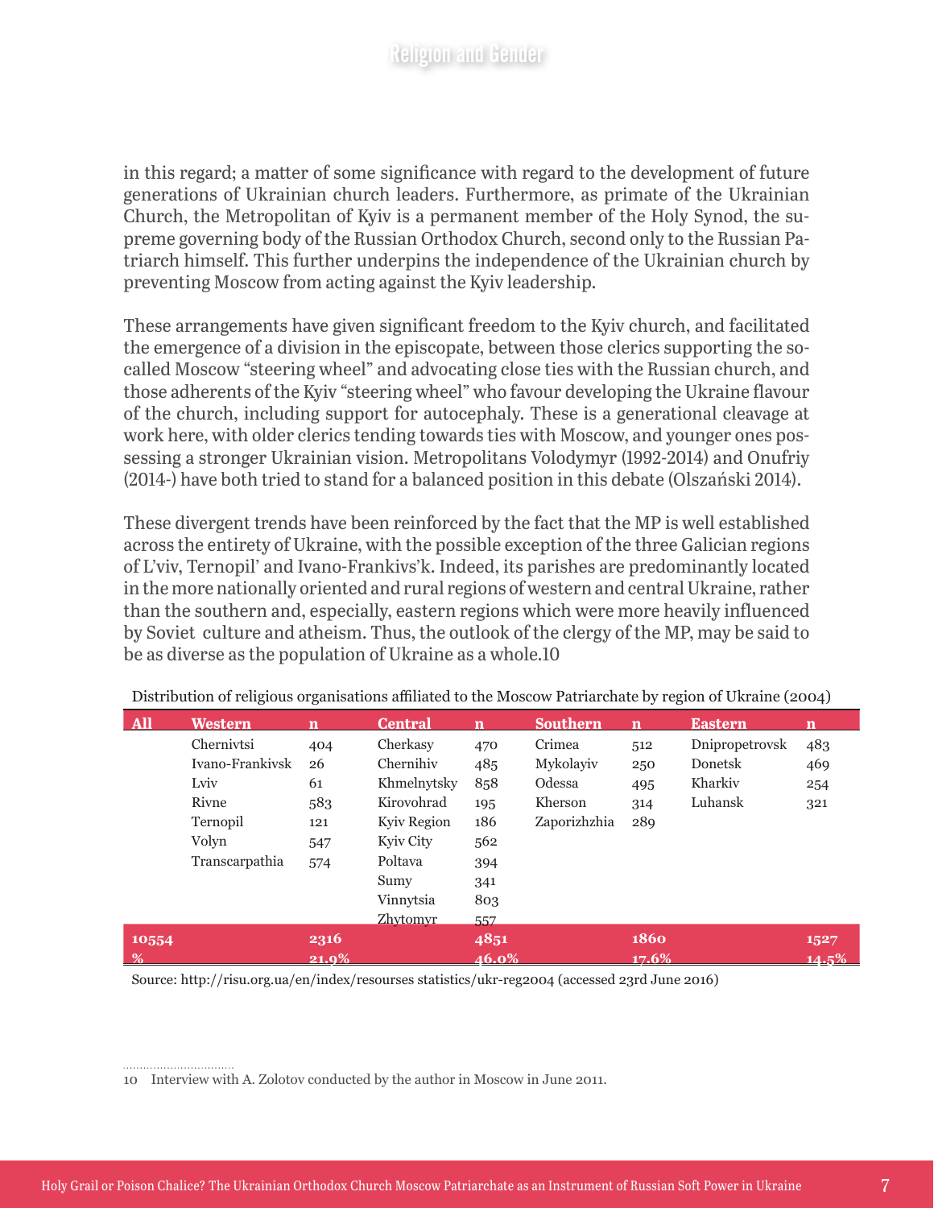in this regard; a matter of some significance with regard to the development of future generations of Ukrainian church leaders. Furthermore, as primate of the Ukrainian Church, the Metropolitan of Kyiv is a permanent member of the Holy Synod, the supreme governing body of the Russian Orthodox Church, second only to the Russian Patriarch himself. This further underpins the independence of the Ukrainian church by preventing Moscow from acting against the Kyiv leadership.

These arrangements have given significant freedom to the Kyiv church, and facilitated the emergence of a division in the episcopate, between those clerics supporting the so-called Moscow "steering wheel" and advocating close ties with the Russian church, and those adherents of the Kyiv "steering wheel" who favour developing the Ukraine flavour of the church, including support for autocephaly. These is a generational cleavage at work here, with older clerics tending towards ties with Moscow, and younger ones possessing a stronger Ukrainian vision. Metropolitans Volodymyr (1992-2014) and Onufriy (2014-) have both tried to stand for a balanced position in this debate (Olszański 2014).

These divergent trends have been reinforced by the fact that the MP is well established across the entirety of Ukraine, with the possible exception of the three Galician regions of L'viv, Ternopil' and Ivano-Frankivs'k. Indeed, its parishes are predominantly located in the more nationally oriented and rural regions of western and central Ukraine, rather than the southern and, especially, eastern regions which were more heavily influenced by Soviet culture and atheism. Thus, the outlook of the clergy of the MP, may be said to be as diverse as the population of Ukraine as a whole.10

Distribution of religious organisations affiliated to the Moscow Patriarchate by region of Ukraine (2004)

| All | Western | n | Central | n | Southern | n | Eastern | n |
|---|---|---|---|---|---|---|---|---|
| | Chernivtsi | 404 | Cherkasy | 470 | Crimea | 512 | Dnipropetrovsk | 483 |
| | Ivano-Frankivsk | 26 | Chernihiv | 485 | Mykolayiv | 250 | Donetsk | 469 |
| | Lviv | 61 | Khmelnytsky | 858 | Odessa | 495 | Kharkiv | 254 |
| | Rivne | 583 | Kirovohrad | 195 | Kherson | 314 | Luhansk | 321 |
| | Ternopil | 121 | Kyiv Region | 186 | Zaporizhzhia | 289 | | |
| | Volyn | 547 | Kyiv City | 562 | | | | |
| | Transcarpathia | 574 | Poltava | 394 | | | | |
| | | | Sumy | 341 | | | | |
| | | | Vinnytsia | 803 | | | | |
| | | | Zhytomyr | 557 | | | | |
| 10554 | | 2316 | | 4851 | | 1860 | | 1527 |
| % | | 21.9% | | 46.0% | | 17.6% | | 14.5% |

Source: http://risu.org.ua/en/index/resourses statistics/ukr-reg2004 (accessed 23rd June 2016)

10 Interview with A. Zolotov conducted by the author in Moscow in June 2011.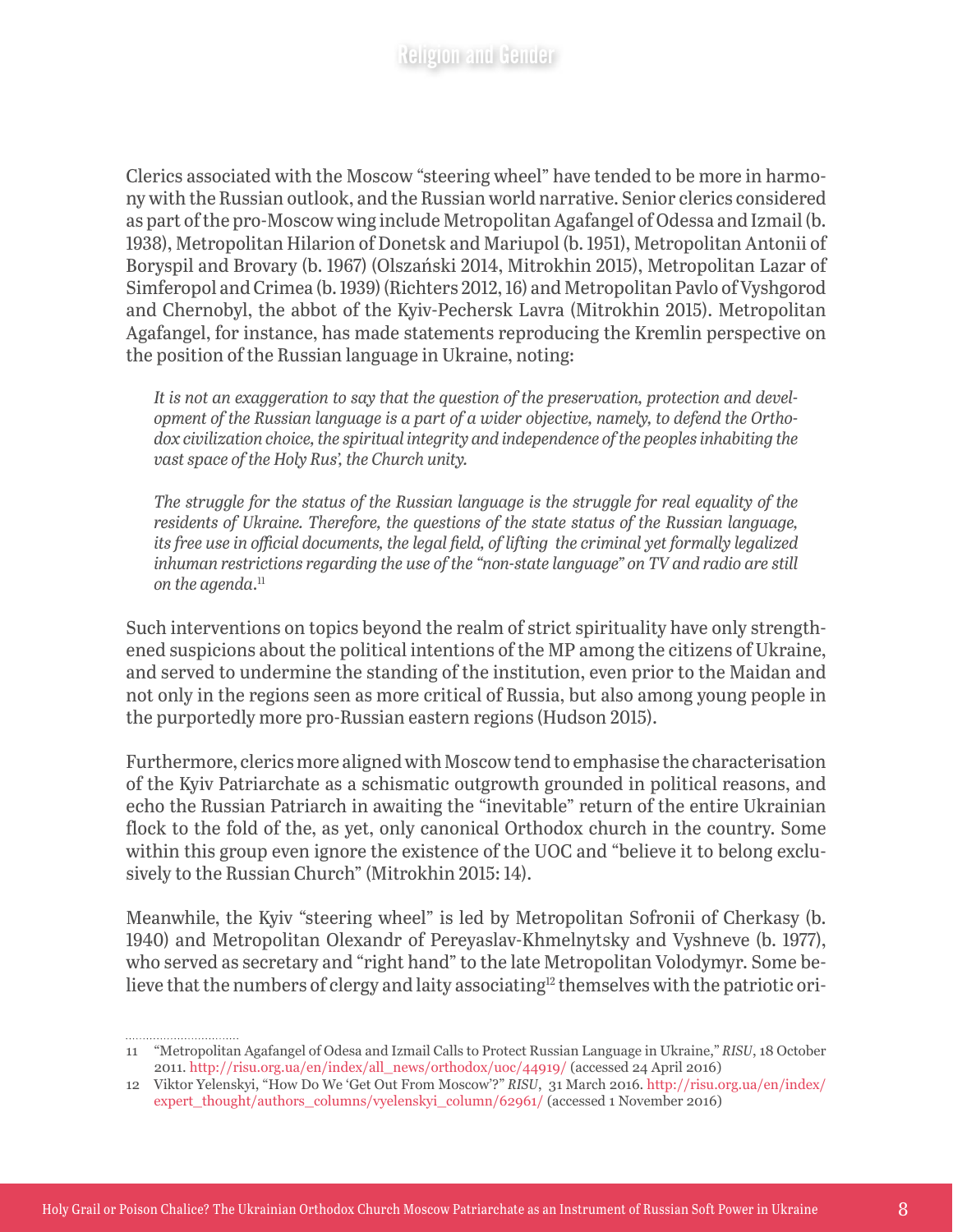Clerics associated with the Moscow "steering wheel" have tended to be more in harmony with the Russian outlook, and the Russian world narrative. Senior clerics considered as part of the pro-Moscow wing include Metropolitan Agafangel of Odessa and Izmail (b. 1938), Metropolitan Hilarion of Donetsk and Mariupol (b. 1951), Metropolitan Antonii of Boryspil and Brovary (b. 1967) (Olszański 2014, Mitrokhin 2015), Metropolitan Lazar of Simferopol and Crimea (b. 1939) (Richters 2012, 16) and Metropolitan Pavlo of Vyshgorod and Chernobyl, the abbot of the Kyiv-Pechersk Lavra (Mitrokhin 2015). Metropolitan Agafangel, for instance, has made statements reproducing the Kremlin perspective on the position of the Russian language in Ukraine, noting:

> *It is not an exaggeration to say that the question of the preservation, protection and development of the Russian language is a part of a wider objective, namely, to defend the Orthodox civilization choice, the spiritual integrity and independence of the peoples inhabiting the vast space of the Holy Rus', the Church unity.*
>
> *The struggle for the status of the Russian language is the struggle for real equality of the residents of Ukraine. Therefore, the questions of the state status of the Russian language, its free use in official documents, the legal field, of lifting the criminal yet formally legalized inhuman restrictions regarding the use of the "non-state language" on TV and radio are still on the agenda.*[11]

Such interventions on topics beyond the realm of strict spirituality have only strengthened suspicions about the political intentions of the MP among the citizens of Ukraine, and served to undermine the standing of the institution, even prior to the Maidan and not only in the regions seen as more critical of Russia, but also among young people in the purportedly more pro-Russian eastern regions (Hudson 2015).

Furthermore, clerics more aligned with Moscow tend to emphasise the characterisation of the Kyiv Patriarchate as a schismatic outgrowth grounded in political reasons, and echo the Russian Patriarch in awaiting the "inevitable" return of the entire Ukrainian flock to the fold of the, as yet, only canonical Orthodox church in the country. Some within this group even ignore the existence of the UOC and "believe it to belong exclusively to the Russian Church" (Mitrokhin 2015: 14).

Meanwhile, the Kyiv "steering wheel" is led by Metropolitan Sofronii of Cherkasy (b. 1940) and Metropolitan Olexandr of Pereyaslav-Khmelnytsky and Vyshneve (b. 1977), who served as secretary and "right hand" to the late Metropolitan Volodymyr. Some believe that the numbers of clergy and laity associating[12] themselves with the patriotic ori-

---

11 "Metropolitan Agafangel of Odesa and Izmail Calls to Protect Russian Language in Ukraine," *RISU*, 18 October 2011. http://risu.org.ua/en/index/all_news/orthodox/uoc/44919/ (accessed 24 April 2016)

12 Viktor Yelenskyi, "How Do We 'Get Out From Moscow'?" *RISU*, 31 March 2016. http://risu.org.ua/en/index/expert_thought/authors_columns/vyelenskyi_column/62961/ (accessed 1 November 2016)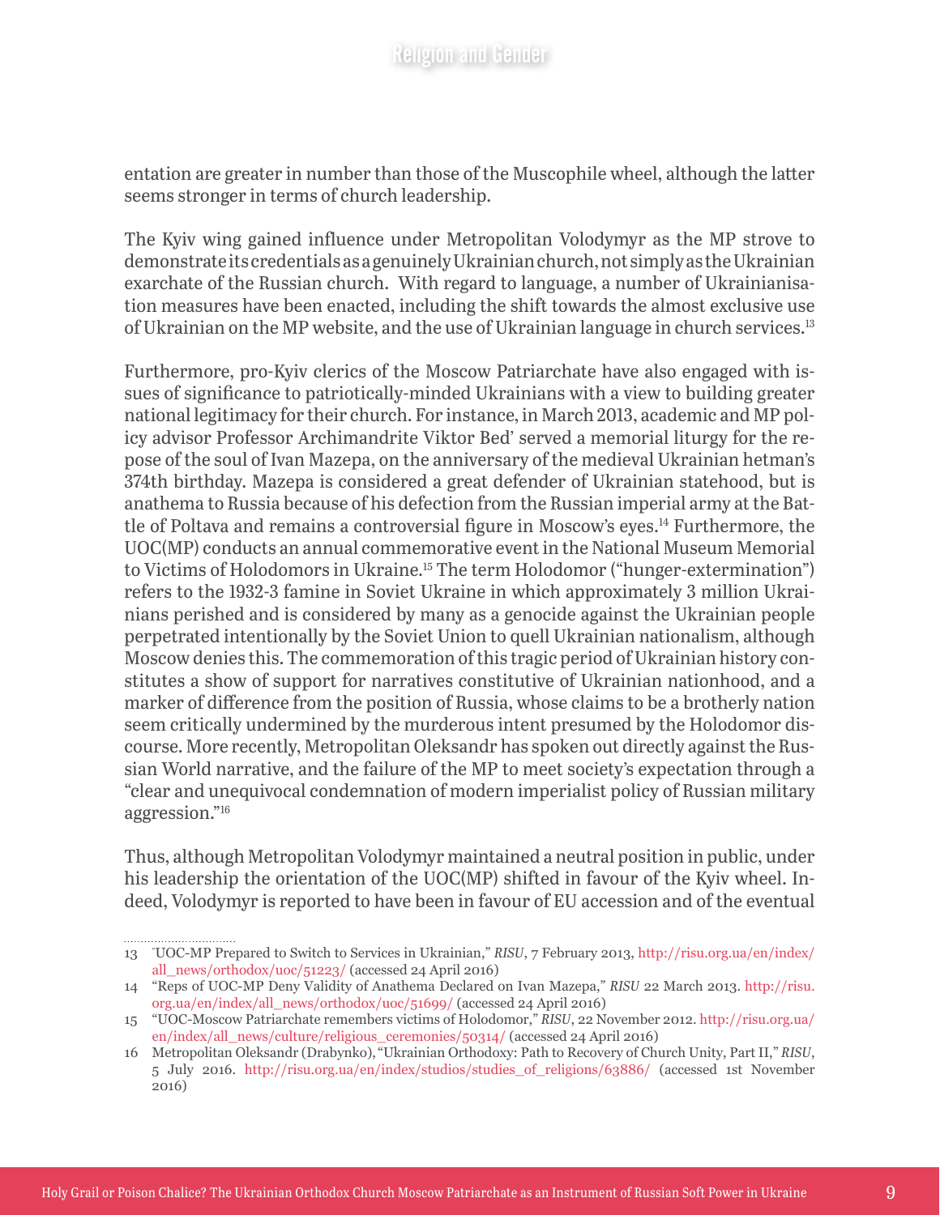entation are greater in number than those of the Muscophile wheel, although the latter seems stronger in terms of church leadership.

The Kyiv wing gained influence under Metropolitan Volodymyr as the MP strove to demonstrate its credentials as a genuinely Ukrainian church, not simply as the Ukrainian exarchate of the Russian church. With regard to language, a number of Ukrainianisation measures have been enacted, including the shift towards the almost exclusive use of Ukrainian on the MP website, and the use of Ukrainian language in church services.[13]

Furthermore, pro-Kyiv clerics of the Moscow Patriarchate have also engaged with issues of significance to patriotically-minded Ukrainians with a view to building greater national legitimacy for their church. For instance, in March 2013, academic and MP policy advisor Professor Archimandrite Viktor Bed' served a memorial liturgy for the repose of the soul of Ivan Mazepa, on the anniversary of the medieval Ukrainian hetman's 374th birthday. Mazepa is considered a great defender of Ukrainian statehood, but is anathema to Russia because of his defection from the Russian imperial army at the Battle of Poltava and remains a controversial figure in Moscow's eyes.[14] Furthermore, the UOC(MP) conducts an annual commemorative event in the National Museum Memorial to Victims of Holodomors in Ukraine.[15] The term Holodomor ("hunger-extermination") refers to the 1932-3 famine in Soviet Ukraine in which approximately 3 million Ukrainians perished and is considered by many as a genocide against the Ukrainian people perpetrated intentionally by the Soviet Union to quell Ukrainian nationalism, although Moscow denies this. The commemoration of this tragic period of Ukrainian history constitutes a show of support for narratives constitutive of Ukrainian nationhood, and a marker of difference from the position of Russia, whose claims to be a brotherly nation seem critically undermined by the murderous intent presumed by the Holodomor discourse. More recently, Metropolitan Oleksandr has spoken out directly against the Russian World narrative, and the failure of the MP to meet society's expectation through a "clear and unequivocal condemnation of modern imperialist policy of Russian military aggression."[16]

Thus, although Metropolitan Volodymyr maintained a neutral position in public, under his leadership the orientation of the UOC(MP) shifted in favour of the Kyiv wheel. Indeed, Volodymyr is reported to have been in favour of EU accession and of the eventual

---

13 "UOC-MP Prepared to Switch to Services in Ukrainian," *RISU*, 7 February 2013, http://risu.org.ua/en/index/all_news/orthodox/uoc/51223/ (accessed 24 April 2016)

14 "Reps of UOC-MP Deny Validity of Anathema Declared on Ivan Mazepa," *RISU* 22 March 2013. http://risu.org.ua/en/index/all_news/orthodox/uoc/51699/ (accessed 24 April 2016)

15 "UOC-Moscow Patriarchate remembers victims of Holodomor," *RISU*, 22 November 2012. http://risu.org.ua/en/index/all_news/culture/religious_ceremonies/50314/ (accessed 24 April 2016)

16 Metropolitan Oleksandr (Drabynko), "Ukrainian Orthodoxy: Path to Recovery of Church Unity, Part II," *RISU*, 5 July 2016. http://risu.org.ua/en/index/studios/studies_of_religions/63886/ (accessed 1st November 2016)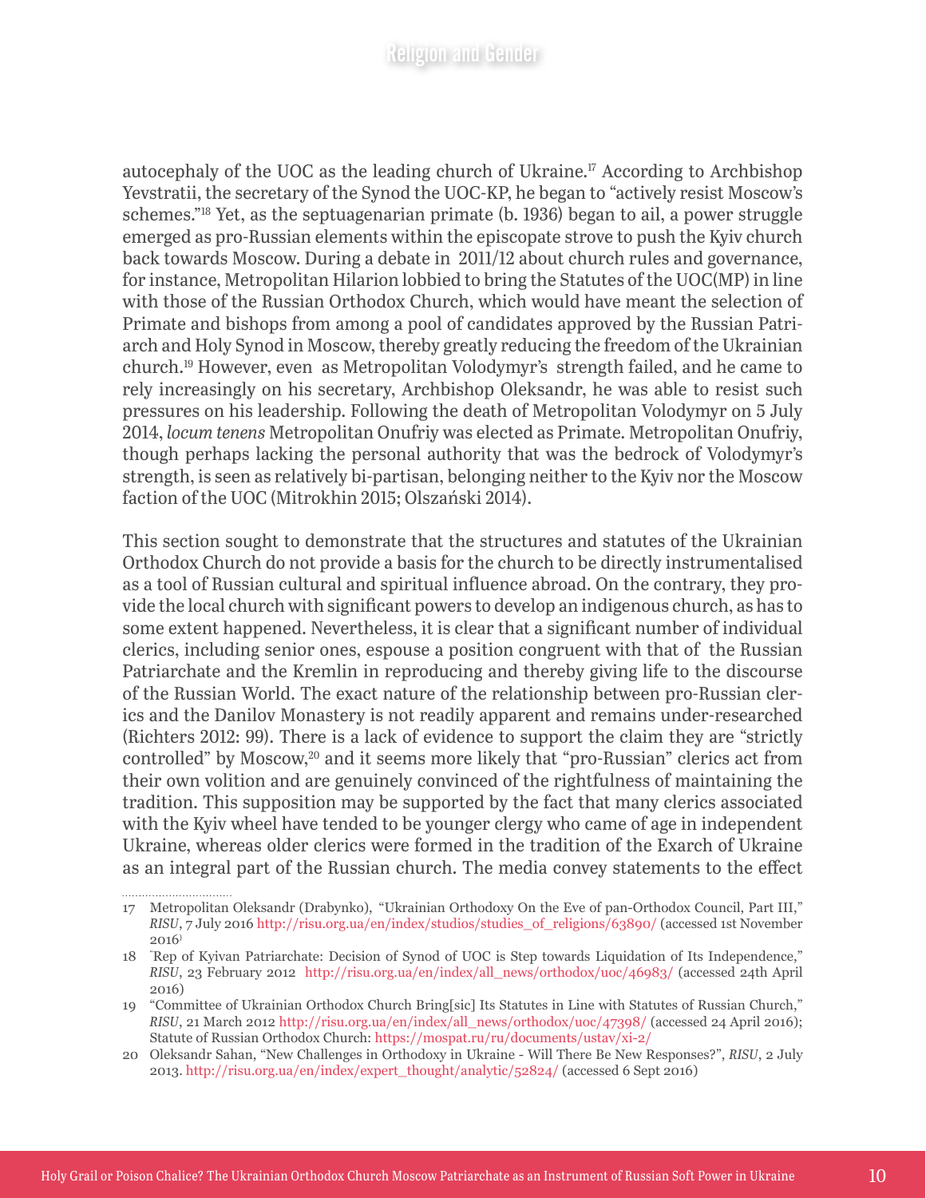autocephaly of the UOC as the leading church of Ukraine.[17] According to Archbishop Yevstratii, the secretary of the Synod the UOC-KP, he began to "actively resist Moscow's schemes."[18] Yet, as the septuagenarian primate (b. 1936) began to ail, a power struggle emerged as pro-Russian elements within the episcopate strove to push the Kyiv church back towards Moscow. During a debate in 2011/12 about church rules and governance, for instance, Metropolitan Hilarion lobbied to bring the Statutes of the UOC(MP) in line with those of the Russian Orthodox Church, which would have meant the selection of Primate and bishops from among a pool of candidates approved by the Russian Patriarch and Holy Synod in Moscow, thereby greatly reducing the freedom of the Ukrainian church.[19] However, even as Metropolitan Volodymyr's strength failed, and he came to rely increasingly on his secretary, Archbishop Oleksandr, he was able to resist such pressures on his leadership. Following the death of Metropolitan Volodymyr on 5 July 2014, *locum tenens* Metropolitan Onufriy was elected as Primate. Metropolitan Onufriy, though perhaps lacking the personal authority that was the bedrock of Volodymyr's strength, is seen as relatively bi-partisan, belonging neither to the Kyiv nor the Moscow faction of the UOC (Mitrokhin 2015; Olszański 2014).

This section sought to demonstrate that the structures and statutes of the Ukrainian Orthodox Church do not provide a basis for the church to be directly instrumentalised as a tool of Russian cultural and spiritual influence abroad. On the contrary, they provide the local church with significant powers to develop an indigenous church, as has to some extent happened. Nevertheless, it is clear that a significant number of individual clerics, including senior ones, espouse a position congruent with that of the Russian Patriarchate and the Kremlin in reproducing and thereby giving life to the discourse of the Russian World. The exact nature of the relationship between pro-Russian clerics and the Danilov Monastery is not readily apparent and remains under-researched (Richters 2012: 99). There is a lack of evidence to support the claim they are "strictly controlled" by Moscow,[20] and it seems more likely that "pro-Russian" clerics act from their own volition and are genuinely convinced of the rightfulness of maintaining the tradition. This supposition may be supported by the fact that many clerics associated with the Kyiv wheel have tended to be younger clergy who came of age in independent Ukraine, whereas older clerics were formed in the tradition of the Exarch of Ukraine as an integral part of the Russian church. The media convey statements to the effect

---

17 Metropolitan Oleksandr (Drabynko), "Ukrainian Orthodoxy On the Eve of pan-Orthodox Council, Part III," *RISU*, 7 July 2016 http://risu.org.ua/en/index/studios/studies_of_religions/63890/ (accessed 1st November 2016)

18 "Rep of Kyivan Patriarchate: Decision of Synod of UOC is Step towards Liquidation of Its Independence," *RISU*, 23 February 2012 http://risu.org.ua/en/index/all_news/orthodox/uoc/46983/ (accessed 24th April 2016)

19 "Committee of Ukrainian Orthodox Church Bring[sic] Its Statutes in Line with Statutes of Russian Church," *RISU*, 21 March 2012 http://risu.org.ua/en/index/all_news/orthodox/uoc/47398/ (accessed 24 April 2016); Statute of Russian Orthodox Church: https://mospat.ru/ru/documents/ustav/xi-2/

20 Oleksandr Sahan, "New Challenges in Orthodoxy in Ukraine - Will There Be New Responses?", *RISU*, 2 July 2013. http://risu.org.ua/en/index/expert_thought/analytic/52824/ (accessed 6 Sept 2016)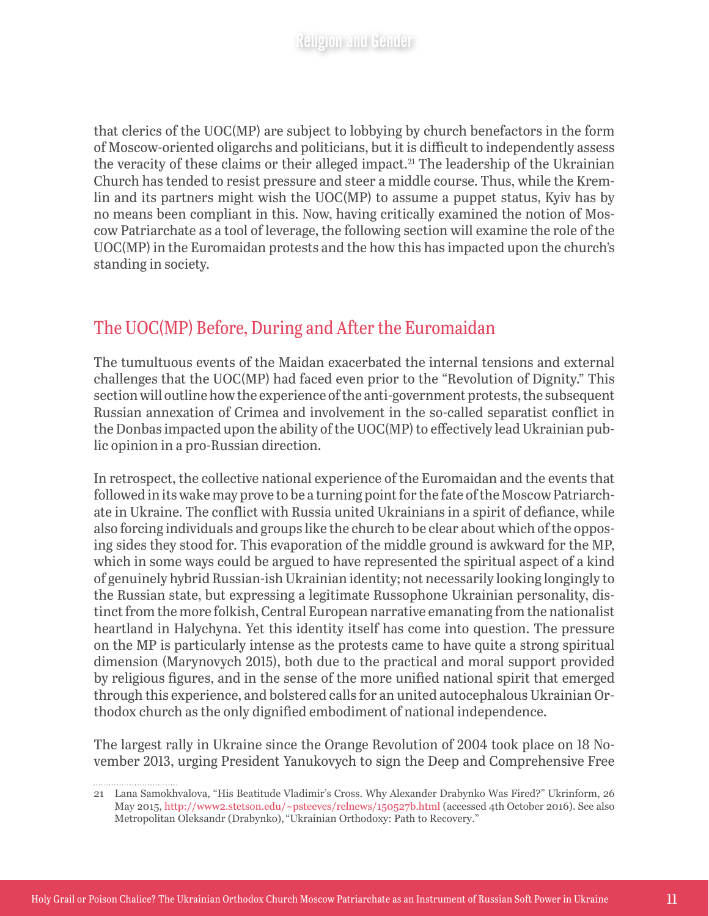that clerics of the UOC(MP) are subject to lobbying by church benefactors in the form of Moscow-oriented oligarchs and politicians, but it is difficult to independently assess the veracity of these claims or their alleged impact.[21] The leadership of the Ukrainian Church has tended to resist pressure and steer a middle course. Thus, while the Kremlin and its partners might wish the UOC(MP) to assume a puppet status, Kyiv has by no means been compliant in this. Now, having critically examined the notion of Moscow Patriarchate as a tool of leverage, the following section will examine the role of the UOC(MP) in the Euromaidan protests and the how this has impacted upon the church's standing in society.

## The UOC(MP) Before, During and After the Euromaidan

The tumultuous events of the Maidan exacerbated the internal tensions and external challenges that the UOC(MP) had faced even prior to the "Revolution of Dignity." This section will outline how the experience of the anti-government protests, the subsequent Russian annexation of Crimea and involvement in the so-called separatist conflict in the Donbas impacted upon the ability of the UOC(MP) to effectively lead Ukrainian public opinion in a pro-Russian direction.

In retrospect, the collective national experience of the Euromaidan and the events that followed in its wake may prove to be a turning point for the fate of the Moscow Patriarchate in Ukraine. The conflict with Russia united Ukrainians in a spirit of defiance, while also forcing individuals and groups like the church to be clear about which of the opposing sides they stood for. This evaporation of the middle ground is awkward for the MP, which in some ways could be argued to have represented the spiritual aspect of a kind of genuinely hybrid Russian-ish Ukrainian identity; not necessarily looking longingly to the Russian state, but expressing a legitimate Russophone Ukrainian personality, distinct from the more folkish, Central European narrative emanating from the nationalist heartland in Halychyna. Yet this identity itself has come into question. The pressure on the MP is particularly intense as the protests came to have quite a strong spiritual dimension (Marynovych 2015), both due to the practical and moral support provided by religious figures, and in the sense of the more unified national spirit that emerged through this experience, and bolstered calls for an united autocephalous Ukrainian Orthodox church as the only dignified embodiment of national independence.

The largest rally in Ukraine since the Orange Revolution of 2004 took place on 18 November 2013, urging President Yanukovych to sign the Deep and Comprehensive Free

---

21 Lana Samokhvalova, "His Beatitude Vladimir's Cross. Why Alexander Drabynko Was Fired?" Ukrinform, 26 May 2015, http://www2.stetson.edu/~psteeves/relnews/150527b.html (accessed 4th October 2016). See also Metropolitan Oleksandr (Drabynko), "Ukrainian Orthodoxy: Path to Recovery."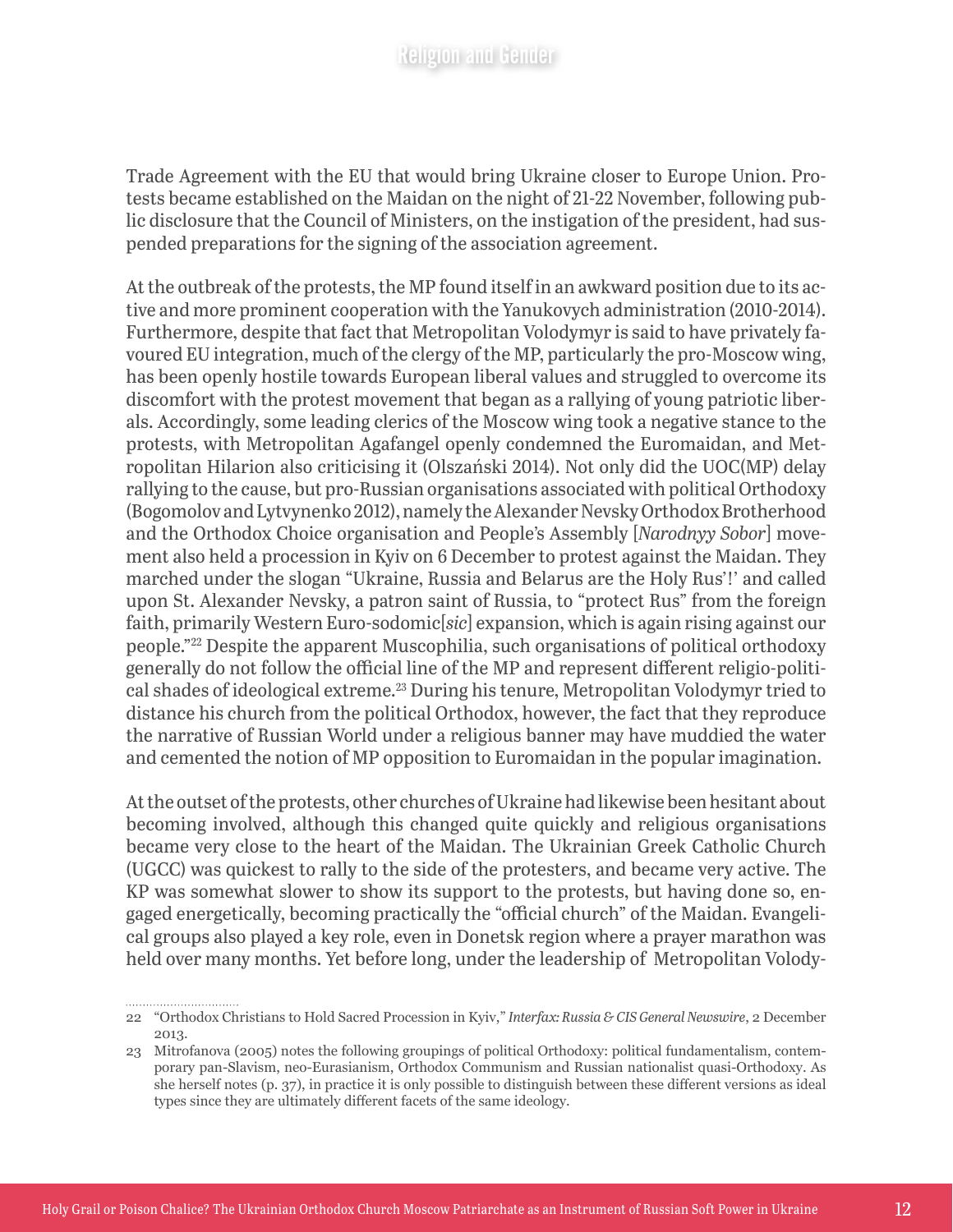Trade Agreement with the EU that would bring Ukraine closer to Europe Union. Protests became established on the Maidan on the night of 21-22 November, following public disclosure that the Council of Ministers, on the instigation of the president, had suspended preparations for the signing of the association agreement.

At the outbreak of the protests, the MP found itself in an awkward position due to its active and more prominent cooperation with the Yanukovych administration (2010-2014). Furthermore, despite that fact that Metropolitan Volodymyr is said to have privately favoured EU integration, much of the clergy of the MP, particularly the pro-Moscow wing, has been openly hostile towards European liberal values and struggled to overcome its discomfort with the protest movement that began as a rallying of young patriotic liberals. Accordingly, some leading clerics of the Moscow wing took a negative stance to the protests, with Metropolitan Agafangel openly condemned the Euromaidan, and Metropolitan Hilarion also criticising it (Olszański 2014). Not only did the UOC(MP) delay rallying to the cause, but pro-Russian organisations associated with political Orthodoxy (Bogomolov and Lytvynenko 2012), namely the Alexander Nevsky Orthodox Brotherhood and the Orthodox Choice organisation and People's Assembly [*Narodnyy Sobor*] movement also held a procession in Kyiv on 6 December to protest against the Maidan. They marched under the slogan "Ukraine, Russia and Belarus are the Holy Rus'!' and called upon St. Alexander Nevsky, a patron saint of Russia, to "protect Rus" from the foreign faith, primarily Western Euro-sodomic[*sic*] expansion, which is again rising against our people."[22] Despite the apparent Muscophilia, such organisations of political orthodoxy generally do not follow the official line of the MP and represent different religio-political shades of ideological extreme.[23] During his tenure, Metropolitan Volodymyr tried to distance his church from the political Orthodox, however, the fact that they reproduce the narrative of Russian World under a religious banner may have muddied the water and cemented the notion of MP opposition to Euromaidan in the popular imagination.

At the outset of the protests, other churches of Ukraine had likewise been hesitant about becoming involved, although this changed quite quickly and religious organisations became very close to the heart of the Maidan. The Ukrainian Greek Catholic Church (UGCC) was quickest to rally to the side of the protesters, and became very active. The KP was somewhat slower to show its support to the protests, but having done so, engaged energetically, becoming practically the "official church" of the Maidan. Evangelical groups also played a key role, even in Donetsk region where a prayer marathon was held over many months. Yet before long, under the leadership of Metropolitan Volody-

---

22 "Orthodox Christians to Hold Sacred Procession in Kyiv," *Interfax: Russia & CIS General Newswire*, 2 December 2013.

23 Mitrofanova (2005) notes the following groupings of political Orthodoxy: political fundamentalism, contemporary pan-Slavism, neo-Eurasianism, Orthodox Communism and Russian nationalist quasi-Orthodoxy. As she herself notes (p. 37), in practice it is only possible to distinguish between these different versions as ideal types since they are ultimately different facets of the same ideology.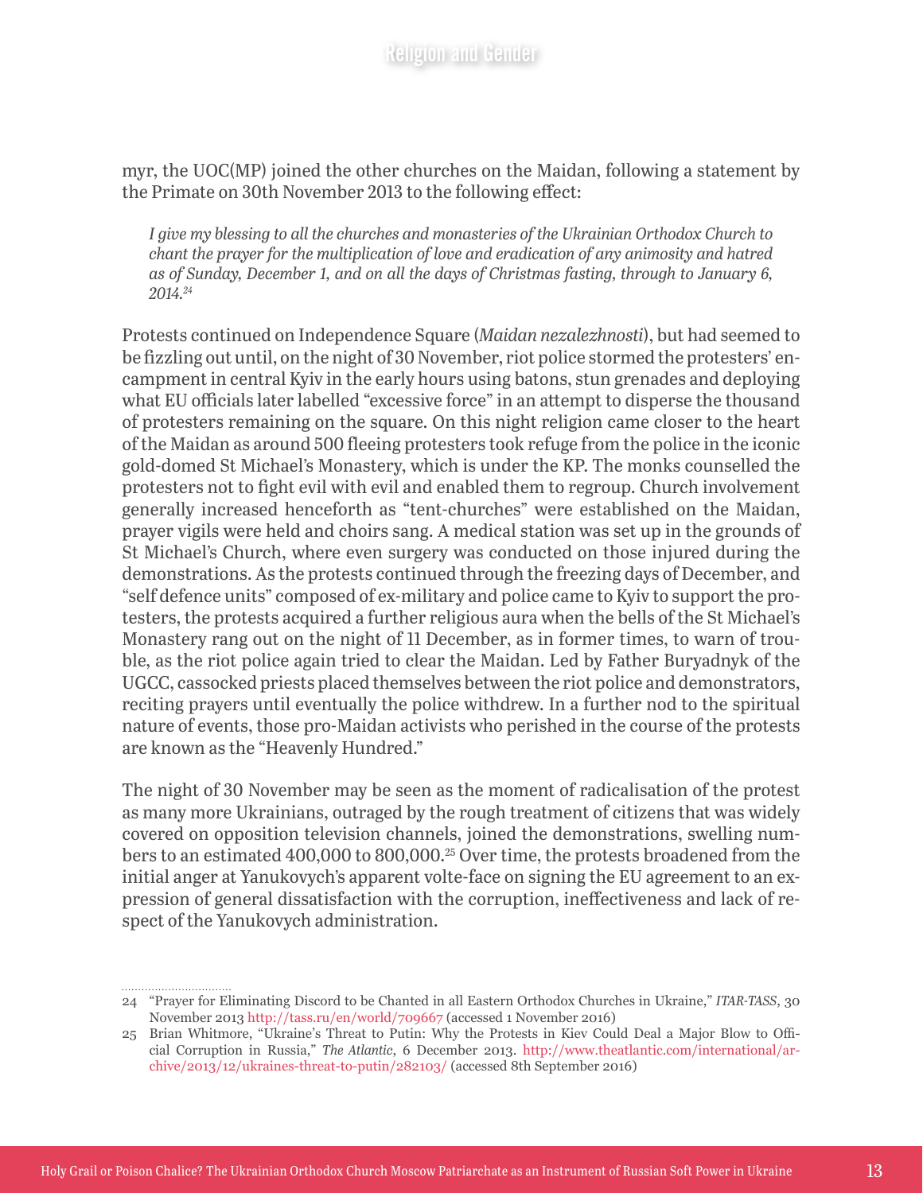myr, the UOC(MP) joined the other churches on the Maidan, following a statement by the Primate on 30th November 2013 to the following effect:

> *I give my blessing to all the churches and monasteries of the Ukrainian Orthodox Church to chant the prayer for the multiplication of love and eradication of any animosity and hatred as of Sunday, December 1, and on all the days of Christmas fasting, through to January 6, 2014.*[24]

Protests continued on Independence Square (*Maidan nezalezhnosti*), but had seemed to be fizzling out until, on the night of 30 November, riot police stormed the protesters' encampment in central Kyiv in the early hours using batons, stun grenades and deploying what EU officials later labelled "excessive force" in an attempt to disperse the thousand of protesters remaining on the square. On this night religion came closer to the heart of the Maidan as around 500 fleeing protesters took refuge from the police in the iconic gold-domed St Michael's Monastery, which is under the KP. The monks counselled the protesters not to fight evil with evil and enabled them to regroup. Church involvement generally increased henceforth as "tent-churches" were established on the Maidan, prayer vigils were held and choirs sang. A medical station was set up in the grounds of St Michael's Church, where even surgery was conducted on those injured during the demonstrations. As the protests continued through the freezing days of December, and "self defence units" composed of ex-military and police came to Kyiv to support the protesters, the protests acquired a further religious aura when the bells of the St Michael's Monastery rang out on the night of 11 December, as in former times, to warn of trouble, as the riot police again tried to clear the Maidan. Led by Father Buryadnyk of the UGCC, cassocked priests placed themselves between the riot police and demonstrators, reciting prayers until eventually the police withdrew. In a further nod to the spiritual nature of events, those pro-Maidan activists who perished in the course of the protests are known as the "Heavenly Hundred."

The night of 30 November may be seen as the moment of radicalisation of the protest as many more Ukrainians, outraged by the rough treatment of citizens that was widely covered on opposition television channels, joined the demonstrations, swelling numbers to an estimated 400,000 to 800,000.[25] Over time, the protests broadened from the initial anger at Yanukovych's apparent volte-face on signing the EU agreement to an expression of general dissatisfaction with the corruption, ineffectiveness and lack of respect of the Yanukovych administration.

---

24 "Prayer for Eliminating Discord to be Chanted in all Eastern Orthodox Churches in Ukraine," *ITAR-TASS*, 30 November 2013 http://tass.ru/en/world/709667 (accessed 1 November 2016)

25 Brian Whitmore, "Ukraine's Threat to Putin: Why the Protests in Kiev Could Deal a Major Blow to Official Corruption in Russia," *The Atlantic*, 6 December 2013. http://www.theatlantic.com/international/archive/2013/12/ukraines-threat-to-putin/282103/ (accessed 8th September 2016)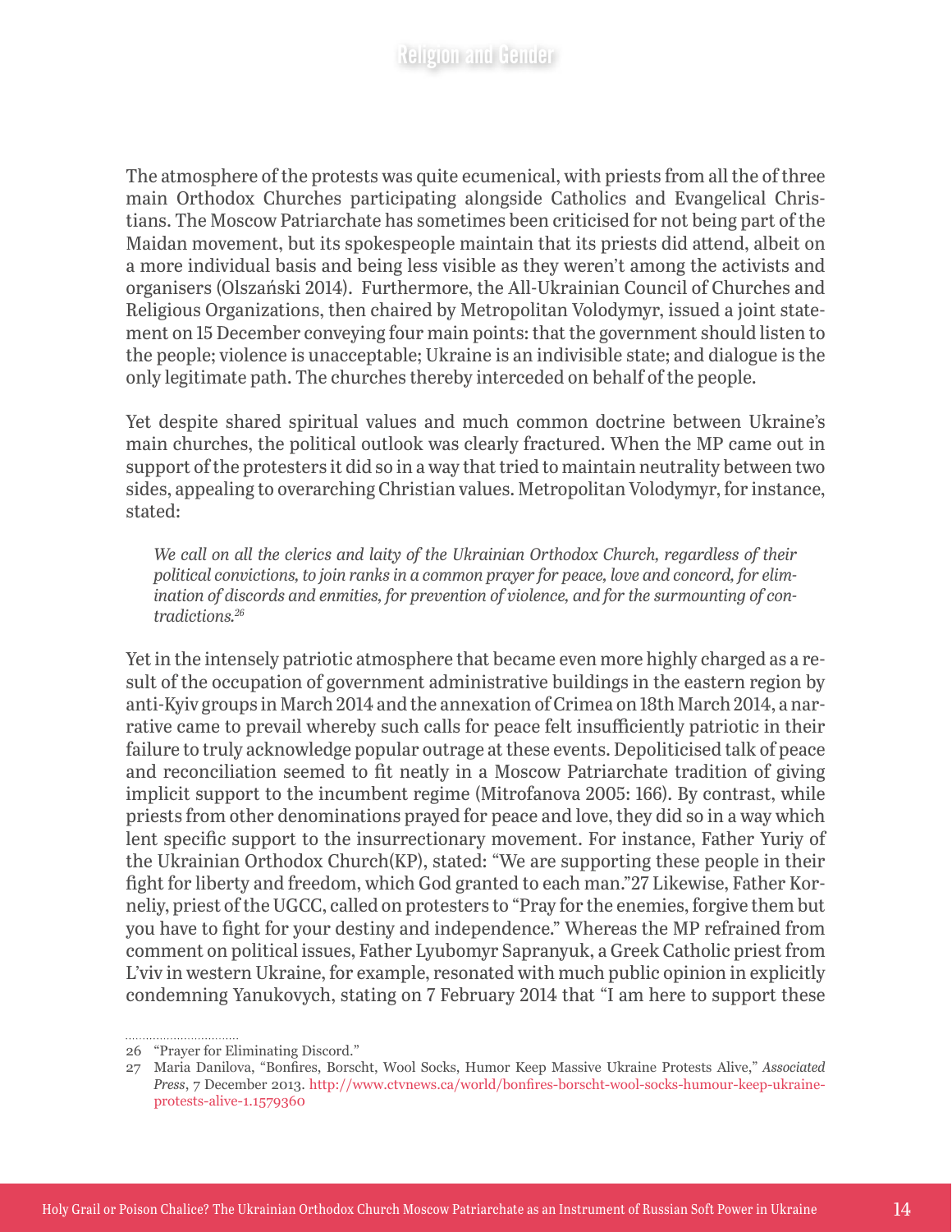The atmosphere of the protests was quite ecumenical, with priests from all the of three main Orthodox Churches participating alongside Catholics and Evangelical Christians. The Moscow Patriarchate has sometimes been criticised for not being part of the Maidan movement, but its spokespeople maintain that its priests did attend, albeit on a more individual basis and being less visible as they weren't among the activists and organisers (Olszański 2014). Furthermore, the All-Ukrainian Council of Churches and Religious Organizations, then chaired by Metropolitan Volodymyr, issued a joint statement on 15 December conveying four main points: that the government should listen to the people; violence is unacceptable; Ukraine is an indivisible state; and dialogue is the only legitimate path. The churches thereby interceded on behalf of the people.

Yet despite shared spiritual values and much common doctrine between Ukraine's main churches, the political outlook was clearly fractured. When the MP came out in support of the protesters it did so in a way that tried to maintain neutrality between two sides, appealing to overarching Christian values. Metropolitan Volodymyr, for instance, stated:

> *We call on all the clerics and laity of the Ukrainian Orthodox Church, regardless of their political convictions, to join ranks in a common prayer for peace, love and concord, for elimination of discords and enmities, for prevention of violence, and for the surmounting of contradictions.*[26]

Yet in the intensely patriotic atmosphere that became even more highly charged as a result of the occupation of government administrative buildings in the eastern region by anti-Kyiv groups in March 2014 and the annexation of Crimea on 18th March 2014, a narrative came to prevail whereby such calls for peace felt insufficiently patriotic in their failure to truly acknowledge popular outrage at these events. Depoliticised talk of peace and reconciliation seemed to fit neatly in a Moscow Patriarchate tradition of giving implicit support to the incumbent regime (Mitrofanova 2005: 166). By contrast, while priests from other denominations prayed for peace and love, they did so in a way which lent specific support to the insurrectionary movement. For instance, Father Yuriy of the Ukrainian Orthodox Church(KP), stated: "We are supporting these people in their fight for liberty and freedom, which God granted to each man."27 Likewise, Father Korneliy, priest of the UGCC, called on protesters to "Pray for the enemies, forgive them but you have to fight for your destiny and independence." Whereas the MP refrained from comment on political issues, Father Lyubomyr Sapranyuk, a Greek Catholic priest from L'viv in western Ukraine, for example, resonated with much public opinion in explicitly condemning Yanukovych, stating on 7 February 2014 that "I am here to support these

26 "Prayer for Eliminating Discord."

27 Maria Danilova, "Bonfires, Borscht, Wool Socks, Humor Keep Massive Ukraine Protests Alive," *Associated Press*, 7 December 2013. http://www.ctvnews.ca/world/bonfires-borscht-wool-socks-humour-keep-ukraine-protests-alive-1.1579360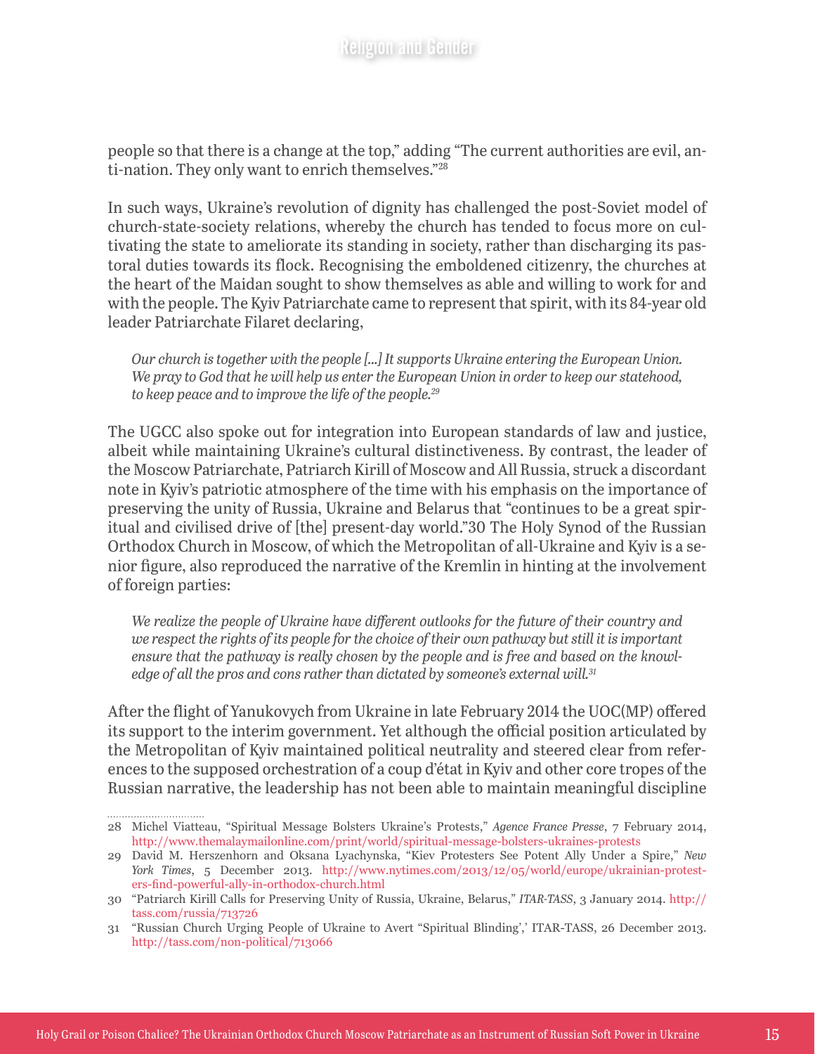people so that there is a change at the top," adding "The current authorities are evil, anti-nation. They only want to enrich themselves."[28]

In such ways, Ukraine's revolution of dignity has challenged the post-Soviet model of church-state-society relations, whereby the church has tended to focus more on cultivating the state to ameliorate its standing in society, rather than discharging its pastoral duties towards its flock. Recognising the emboldened citizenry, the churches at the heart of the Maidan sought to show themselves as able and willing to work for and with the people. The Kyiv Patriarchate came to represent that spirit, with its 84-year old leader Patriarchate Filaret declaring,

> *Our church is together with the people [...] It supports Ukraine entering the European Union. We pray to God that he will help us enter the European Union in order to keep our statehood, to keep peace and to improve the life of the people.*[29]

The UGCC also spoke out for integration into European standards of law and justice, albeit while maintaining Ukraine's cultural distinctiveness. By contrast, the leader of the Moscow Patriarchate, Patriarch Kirill of Moscow and All Russia, struck a discordant note in Kyiv's patriotic atmosphere of the time with his emphasis on the importance of preserving the unity of Russia, Ukraine and Belarus that "continues to be a great spiritual and civilised drive of [the] present-day world."30 The Holy Synod of the Russian Orthodox Church in Moscow, of which the Metropolitan of all-Ukraine and Kyiv is a senior figure, also reproduced the narrative of the Kremlin in hinting at the involvement of foreign parties:

> *We realize the people of Ukraine have different outlooks for the future of their country and we respect the rights of its people for the choice of their own pathway but still it is important ensure that the pathway is really chosen by the people and is free and based on the knowledge of all the pros and cons rather than dictated by someone's external will.*[31]

After the flight of Yanukovych from Ukraine in late February 2014 the UOC(MP) offered its support to the interim government. Yet although the official position articulated by the Metropolitan of Kyiv maintained political neutrality and steered clear from references to the supposed orchestration of a coup d'état in Kyiv and other core tropes of the Russian narrative, the leadership has not been able to maintain meaningful discipline

---

28 Michel Viatteau, "Spiritual Message Bolsters Ukraine's Protests," *Agence France Presse*, 7 February 2014, http://www.themalaymailonline.com/print/world/spiritual-message-bolsters-ukraines-protests

29 David M. Herszenhorn and Oksana Lyachynska, "Kiev Protesters See Potent Ally Under a Spire," *New York Times*, 5 December 2013. http://www.nytimes.com/2013/12/05/world/europe/ukrainian-protesters-find-powerful-ally-in-orthodox-church.html

30 "Patriarch Kirill Calls for Preserving Unity of Russia, Ukraine, Belarus," *ITAR-TASS*, 3 January 2014. http://tass.com/russia/713726

31 "Russian Church Urging People of Ukraine to Avert "Spiritual Blinding'," ITAR-TASS, 26 December 2013. http://tass.com/non-political/713066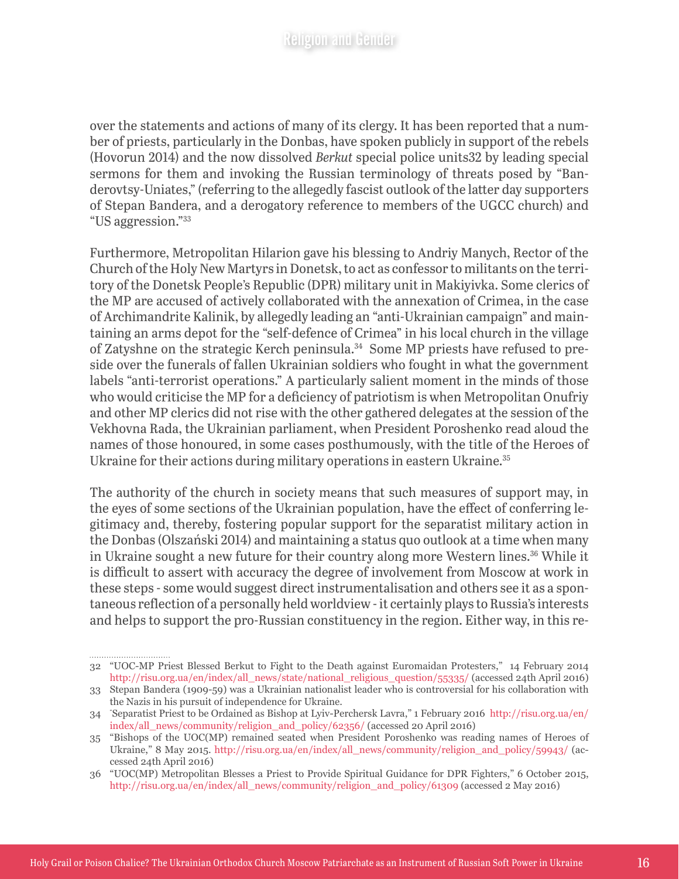over the statements and actions of many of its clergy. It has been reported that a number of priests, particularly in the Donbas, have spoken publicly in support of the rebels (Hovorun 2014) and the now dissolved *Berkut* special police units32 by leading special sermons for them and invoking the Russian terminology of threats posed by "Banderovtsy-Uniates," (referring to the allegedly fascist outlook of the latter day supporters of Stepan Bandera, and a derogatory reference to members of the UGCC church) and "US aggression."[33]

Furthermore, Metropolitan Hilarion gave his blessing to Andriy Manych, Rector of the Church of the Holy New Martyrs in Donetsk, to act as confessor to militants on the territory of the Donetsk People's Republic (DPR) military unit in Makiyivka. Some clerics of the MP are accused of actively collaborated with the annexation of Crimea, in the case of Archimandrite Kalinik, by allegedly leading an "anti-Ukrainian campaign" and maintaining an arms depot for the "self-defence of Crimea" in his local church in the village of Zatyshne on the strategic Kerch peninsula.[34] Some MP priests have refused to preside over the funerals of fallen Ukrainian soldiers who fought in what the government labels "anti-terrorist operations." A particularly salient moment in the minds of those who would criticise the MP for a deficiency of patriotism is when Metropolitan Onufriy and other MP clerics did not rise with the other gathered delegates at the session of the Vekhovna Rada, the Ukrainian parliament, when President Poroshenko read aloud the names of those honoured, in some cases posthumously, with the title of the Heroes of Ukraine for their actions during military operations in eastern Ukraine.[35]

The authority of the church in society means that such measures of support may, in the eyes of some sections of the Ukrainian population, have the effect of conferring legitimacy and, thereby, fostering popular support for the separatist military action in the Donbas (Olszański 2014) and maintaining a status quo outlook at a time when many in Ukraine sought a new future for their country along more Western lines.[36] While it is difficult to assert with accuracy the degree of involvement from Moscow at work in these steps - some would suggest direct instrumentalisation and others see it as a spontaneous reflection of a personally held worldview - it certainly plays to Russia's interests and helps to support the pro-Russian constituency in the region. Either way, in this re-

---

32 "UOC-MP Priest Blessed Berkut to Fight to the Death against Euromaidan Protesters," 14 February 2014 http://risu.org.ua/en/index/all_news/state/national_religious_question/55335/ (accessed 24th April 2016)

33 Stepan Bandera (1909-59) was a Ukrainian nationalist leader who is controversial for his collaboration with the Nazis in his pursuit of independence for Ukraine.

34 "Separatist Priest to be Ordained as Bishop at Lyiv-Perchersk Lavra," 1 February 2016 http://risu.org.ua/en/index/all_news/community/religion_and_policy/62356/ (accessed 20 April 2016)

35 "Bishops of the UOC(MP) remained seated when President Poroshenko was reading names of Heroes of Ukraine," 8 May 2015. http://risu.org.ua/en/index/all_news/community/religion_and_policy/59943/ (accessed 24th April 2016)

36 "UOC(MP) Metropolitan Blesses a Priest to Provide Spiritual Guidance for DPR Fighters," 6 October 2015, http://risu.org.ua/en/index/all_news/community/religion_and_policy/61309 (accessed 2 May 2016)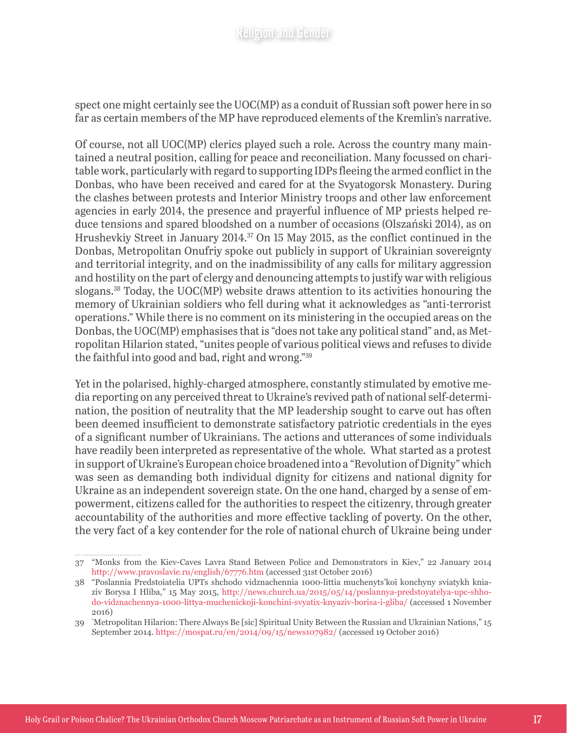spect one might certainly see the UOC(MP) as a conduit of Russian soft power here in so far as certain members of the MP have reproduced elements of the Kremlin's narrative.

Of course, not all UOC(MP) clerics played such a role. Across the country many maintained a neutral position, calling for peace and reconciliation. Many focussed on charitable work, particularly with regard to supporting IDPs fleeing the armed conflict in the Donbas, who have been received and cared for at the Svyatogorsk Monastery. During the clashes between protests and Interior Ministry troops and other law enforcement agencies in early 2014, the presence and prayerful influence of MP priests helped reduce tensions and spared bloodshed on a number of occasions (Olszański 2014), as on Hrushevkiy Street in January 2014.[37] On 15 May 2015, as the conflict continued in the Donbas, Metropolitan Onufriy spoke out publicly in support of Ukrainian sovereignty and territorial integrity, and on the inadmissibility of any calls for military aggression and hostility on the part of clergy and denouncing attempts to justify war with religious slogans.[38] Today, the UOC(MP) website draws attention to its activities honouring the memory of Ukrainian soldiers who fell during what it acknowledges as "anti-terrorist operations." While there is no comment on its ministering in the occupied areas on the Donbas, the UOC(MP) emphasises that is "does not take any political stand" and, as Metropolitan Hilarion stated, "unites people of various political views and refuses to divide the faithful into good and bad, right and wrong."[39]

Yet in the polarised, highly-charged atmosphere, constantly stimulated by emotive media reporting on any perceived threat to Ukraine's revived path of national self-determination, the position of neutrality that the MP leadership sought to carve out has often been deemed insufficient to demonstrate satisfactory patriotic credentials in the eyes of a significant number of Ukrainians. The actions and utterances of some individuals have readily been interpreted as representative of the whole. What started as a protest in support of Ukraine's European choice broadened into a "Revolution of Dignity" which was seen as demanding both individual dignity for citizens and national dignity for Ukraine as an independent sovereign state. On the one hand, charged by a sense of empowerment, citizens called for the authorities to respect the citizenry, through greater accountability of the authorities and more effective tackling of poverty. On the other, the very fact of a key contender for the role of national church of Ukraine being under

---

37 "Monks from the Kiev-Caves Lavra Stand Between Police and Demonstrators in Kiev," 22 January 2014 http://www.pravoslavie.ru/english/67776.htm (accessed 31st October 2016)

38 "Poslannia Predstoiatelia UPTs shchodo vidznachennia 1000-littia muchenyts'koï konchyny sviatykh kniaziv Borysa I Hliba," 15 May 2015, http://news.church.ua/2015/05/14/poslannya-predstoyatelya-upc-shhodo-vidznachennya-1000-littya-muchenickoji-konchini-svyatix-knyaziv-borisa-i-gliba/ (accessed 1 November 2016)

39 "Metropolitan Hilarion: There Always Be [sic] Spiritual Unity Between the Russian and Ukrainian Nations," 15 September 2014. https://mospat.ru/en/2014/09/15/news107982/ (accessed 19 October 2016)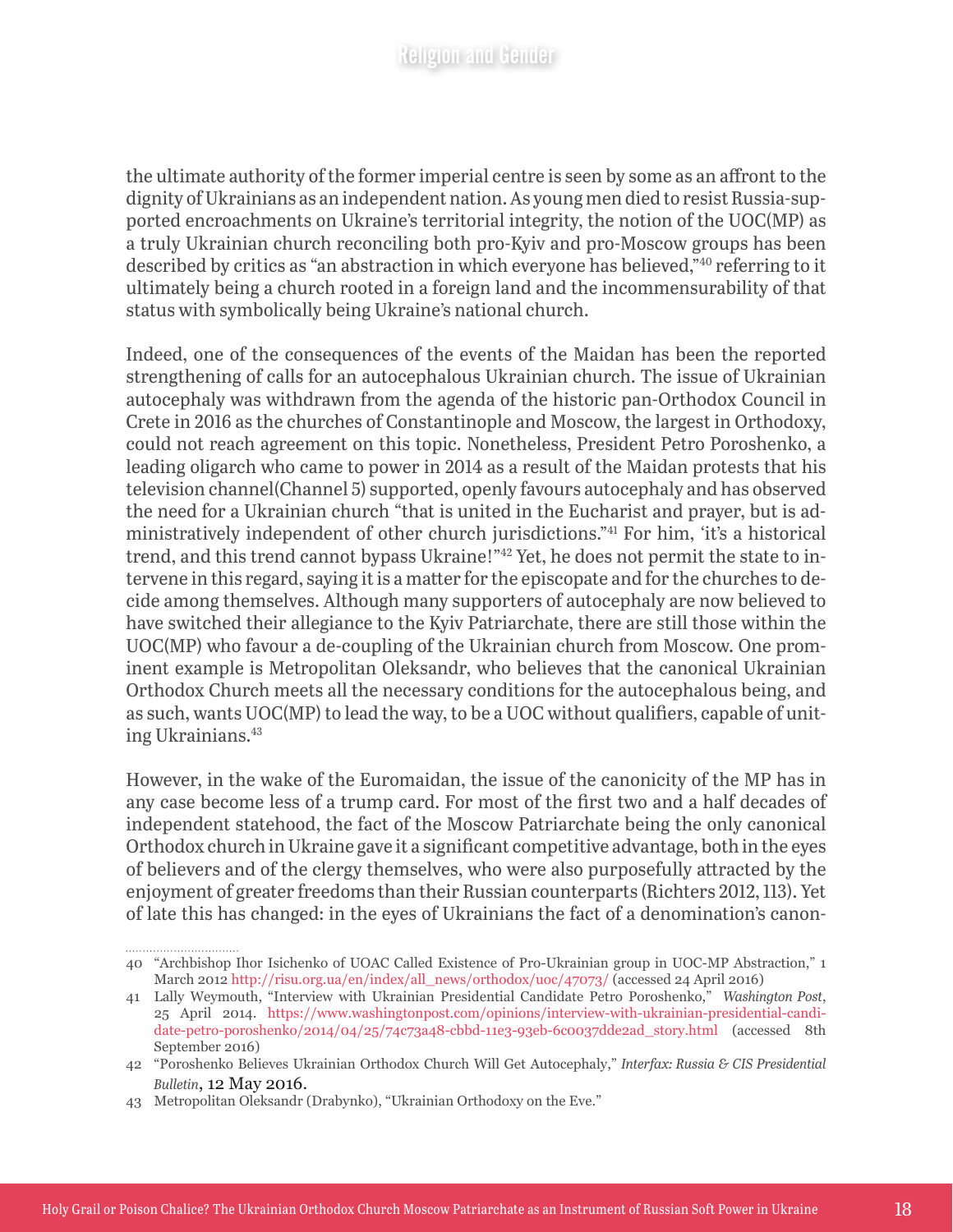the ultimate authority of the former imperial centre is seen by some as an affront to the dignity of Ukrainians as an independent nation. As young men died to resist Russia-supported encroachments on Ukraine's territorial integrity, the notion of the UOC(MP) as a truly Ukrainian church reconciling both pro-Kyiv and pro-Moscow groups has been described by critics as "an abstraction in which everyone has believed,"[40] referring to it ultimately being a church rooted in a foreign land and the incommensurability of that status with symbolically being Ukraine's national church.

Indeed, one of the consequences of the events of the Maidan has been the reported strengthening of calls for an autocephalous Ukrainian church. The issue of Ukrainian autocephaly was withdrawn from the agenda of the historic pan-Orthodox Council in Crete in 2016 as the churches of Constantinople and Moscow, the largest in Orthodoxy, could not reach agreement on this topic. Nonetheless, President Petro Poroshenko, a leading oligarch who came to power in 2014 as a result of the Maidan protests that his television channel(Channel 5) supported, openly favours autocephaly and has observed the need for a Ukrainian church "that is united in the Eucharist and prayer, but is administratively independent of other church jurisdictions."[41] For him, 'it's a historical trend, and this trend cannot bypass Ukraine!"[42] Yet, he does not permit the state to intervene in this regard, saying it is a matter for the episcopate and for the churches to decide among themselves. Although many supporters of autocephaly are now believed to have switched their allegiance to the Kyiv Patriarchate, there are still those within the UOC(MP) who favour a de-coupling of the Ukrainian church from Moscow. One prominent example is Metropolitan Oleksandr, who believes that the canonical Ukrainian Orthodox Church meets all the necessary conditions for the autocephalous being, and as such, wants UOC(MP) to lead the way, to be a UOC without qualifiers, capable of uniting Ukrainians.[43]

However, in the wake of the Euromaidan, the issue of the canonicity of the MP has in any case become less of a trump card. For most of the first two and a half decades of independent statehood, the fact of the Moscow Patriarchate being the only canonical Orthodox church in Ukraine gave it a significant competitive advantage, both in the eyes of believers and of the clergy themselves, who were also purposefully attracted by the enjoyment of greater freedoms than their Russian counterparts (Richters 2012, 113). Yet of late this has changed: in the eyes of Ukrainians the fact of a denomination's canon-

---

40 "Archbishop Ihor Isichenko of UOAC Called Existence of Pro-Ukrainian group in UOC-MP Abstraction," 1 March 2012 http://risu.org.ua/en/index/all_news/orthodox/uoc/47073/ (accessed 24 April 2016)

41 Lally Weymouth, "Interview with Ukrainian Presidential Candidate Petro Poroshenko," *Washington Post*, 25 April 2014. https://www.washingtonpost.com/opinions/interview-with-ukrainian-presidential-candidate-petro-poroshenko/2014/04/25/74c73a48-cbbd-11e3-93eb-6c0037dde2ad_story.html (accessed 8th September 2016)

42 "Poroshenko Believes Ukrainian Orthodox Church Will Get Autocephaly," *Interfax: Russia & CIS Presidential Bulletin*, 12 May 2016.

43 Metropolitan Oleksandr (Drabynko), "Ukrainian Orthodoxy on the Eve."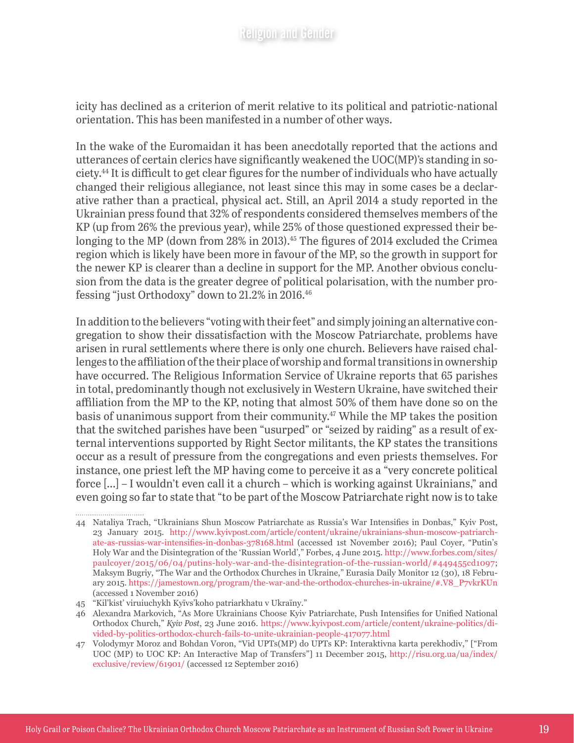icity has declined as a criterion of merit relative to its political and patriotic-national orientation. This has been manifested in a number of other ways.

In the wake of the Euromaidan it has been anecdotally reported that the actions and utterances of certain clerics have significantly weakened the UOC(MP)'s standing in society.[44] It is difficult to get clear figures for the number of individuals who have actually changed their religious allegiance, not least since this may in some cases be a declarative rather than a practical, physical act. Still, an April 2014 a study reported in the Ukrainian press found that 32% of respondents considered themselves members of the KP (up from 26% the previous year), while 25% of those questioned expressed their belonging to the MP (down from 28% in 2013).[45] The figures of 2014 excluded the Crimea region which is likely have been more in favour of the MP, so the growth in support for the newer KP is clearer than a decline in support for the MP. Another obvious conclusion from the data is the greater degree of political polarisation, with the number professing "just Orthodoxy" down to 21.2% in 2016.[46]

In addition to the believers "voting with their feet" and simply joining an alternative congregation to show their dissatisfaction with the Moscow Patriarchate, problems have arisen in rural settlements where there is only one church. Believers have raised challenges to the affiliation of the their place of worship and formal transitions in ownership have occurred. The Religious Information Service of Ukraine reports that 65 parishes in total, predominantly though not exclusively in Western Ukraine, have switched their affiliation from the MP to the KP, noting that almost 50% of them have done so on the basis of unanimous support from their community.[47] While the MP takes the position that the switched parishes have been "usurped" or "seized by raiding" as a result of external interventions supported by Right Sector militants, the KP states the transitions occur as a result of pressure from the congregations and even priests themselves. For instance, one priest left the MP having come to perceive it as a "very concrete political force [...] – I wouldn't even call it a church – which is working against Ukrainians," and even going so far to state that "to be part of the Moscow Patriarchate right now is to take

---

44 Nataliya Trach, "Ukrainians Shun Moscow Patriarchate as Russia's War Intensifies in Donbas," Kyiv Post, 23 January 2015. http://www.kyivpost.com/article/content/ukraine/ukrainians-shun-moscow-patriarchate-as-russias-war-intensifies-in-donbas-378168.html (accessed 1st November 2016); Paul Coyer, "Putin's Holy War and the Disintegration of the 'Russian World'," Forbes, 4 June 2015. http://www.forbes.com/sites/paulcoyer/2015/06/04/putins-holy-war-and-the-disintegration-of-the-russian-world/#449455cd1097; Maksym Bugriy, "The War and the Orthodox Churches in Ukraine," Eurasia Daily Monitor 12 (30), 18 February 2015. https://jamestown.org/program/the-war-and-the-orthodox-churches-in-ukraine/#.V8_P7vkrKUn (accessed 1 November 2016)

45 "Kil'kist' viruiuchykh Kyïvs'koho patriarkhatu v Ukraïny."

46 Alexandra Markovich, "As More Ukrainians Choose Kyiv Patriarchate, Push Intensifies for Unified National Orthodox Church," *Kyiv Post*, 23 June 2016. https://www.kyivpost.com/article/content/ukraine-politics/divided-by-politics-orthodox-church-fails-to-unite-ukrainian-people-417077.html

47 Volodymyr Moroz and Bohdan Voron, "Vid UPTs(MP) do UPTs KP: Interaktivna karta perekhodiv," ["From UOC (MP) to UOC KP: An Interactive Map of Transfers"] 11 December 2015, http://risu.org.ua/ua/index/exclusive/review/61901/ (accessed 12 September 2016)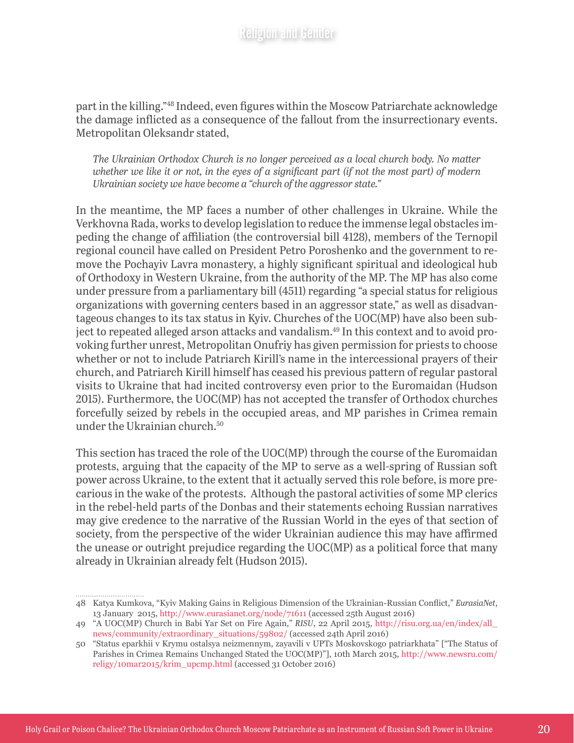part in the killing."[48] Indeed, even figures within the Moscow Patriarchate acknowledge the damage inflicted as a consequence of the fallout from the insurrectionary events. Metropolitan Oleksandr stated,

> *The Ukrainian Orthodox Church is no longer perceived as a local church body. No matter whether we like it or not, in the eyes of a significant part (if not the most part) of modern Ukrainian society we have become a "church of the aggressor state."*

In the meantime, the MP faces a number of other challenges in Ukraine. While the Verkhovna Rada, works to develop legislation to reduce the immense legal obstacles impeding the change of affiliation (the controversial bill 4128), members of the Ternopil regional council have called on President Petro Poroshenko and the government to remove the Pochayiv Lavra monastery, a highly significant spiritual and ideological hub of Orthodoxy in Western Ukraine, from the authority of the MP. The MP has also come under pressure from a parliamentary bill (4511) regarding "a special status for religious organizations with governing centers based in an aggressor state," as well as disadvantageous changes to its tax status in Kyiv. Churches of the UOC(MP) have also been subject to repeated alleged arson attacks and vandalism.[49] In this context and to avoid provoking further unrest, Metropolitan Onufriy has given permission for priests to choose whether or not to include Patriarch Kirill's name in the intercessional prayers of their church, and Patriarch Kirill himself has ceased his previous pattern of regular pastoral visits to Ukraine that had incited controversy even prior to the Euromaidan (Hudson 2015). Furthermore, the UOC(MP) has not accepted the transfer of Orthodox churches forcefully seized by rebels in the occupied areas, and MP parishes in Crimea remain under the Ukrainian church.[50]

This section has traced the role of the UOC(MP) through the course of the Euromaidan protests, arguing that the capacity of the MP to serve as a well-spring of Russian soft power across Ukraine, to the extent that it actually served this role before, is more precarious in the wake of the protests. Although the pastoral activities of some MP clerics in the rebel-held parts of the Donbas and their statements echoing Russian narratives may give credence to the narrative of the Russian World in the eyes of that section of society, from the perspective of the wider Ukrainian audience this may have affirmed the unease or outright prejudice regarding the UOC(MP) as a political force that many already in Ukrainian already felt (Hudson 2015).

---

48 Katya Kumkova, "Kyiv Making Gains in Religious Dimension of the Ukrainian-Russian Conflict," *EurasiaNet*, 13 January 2015, http://www.eurasianet.org/node/71611 (accessed 25th August 2016)

49 "A UOC(MP) Church in Babi Yar Set on Fire Again," *RISU*, 22 April 2015, http://risu.org.ua/en/index/all_news/community/extraordinary_situations/59802/ (accessed 24th April 2016)

50 "Status eparkhii v Krymu ostalsya neizmennym, zayavili v UPTs Moskovskogo patriarkhata" ["The Status of Parishes in Crimea Remains Unchanged Stated the UOC(MP)"], 10th March 2015, http://www.newsru.com/religy/10mar2015/krim_upcmp.html (accessed 31 October 2016)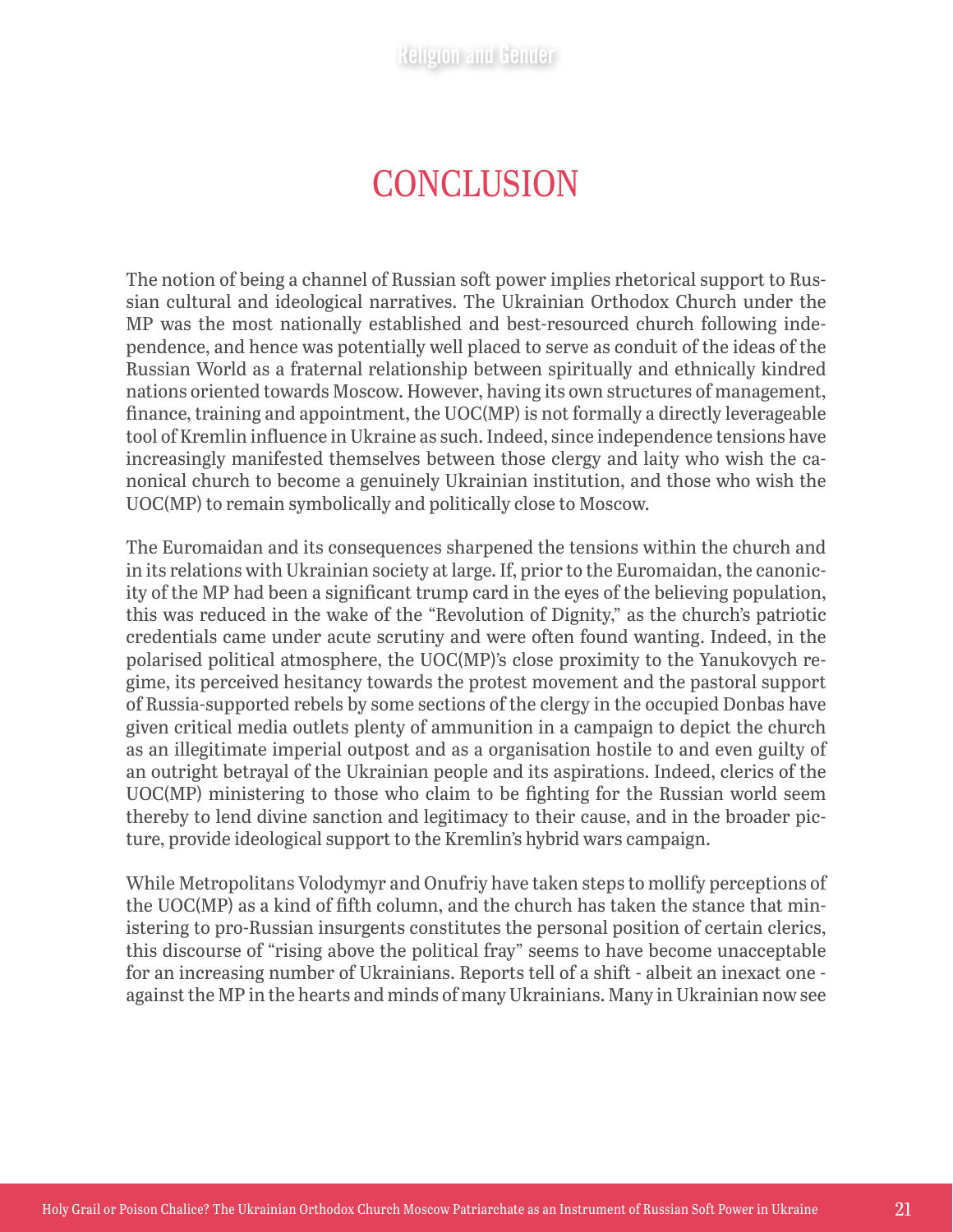# CONCLUSION

The notion of being a channel of Russian soft power implies rhetorical support to Russian cultural and ideological narratives. The Ukrainian Orthodox Church under the MP was the most nationally established and best-resourced church following independence, and hence was potentially well placed to serve as conduit of the ideas of the Russian World as a fraternal relationship between spiritually and ethnically kindred nations oriented towards Moscow. However, having its own structures of management, finance, training and appointment, the UOC(MP) is not formally a directly leverageable tool of Kremlin influence in Ukraine as such. Indeed, since independence tensions have increasingly manifested themselves between those clergy and laity who wish the canonical church to become a genuinely Ukrainian institution, and those who wish the UOC(MP) to remain symbolically and politically close to Moscow.

The Euromaidan and its consequences sharpened the tensions within the church and in its relations with Ukrainian society at large. If, prior to the Euromaidan, the canonicity of the MP had been a significant trump card in the eyes of the believing population, this was reduced in the wake of the "Revolution of Dignity," as the church's patriotic credentials came under acute scrutiny and were often found wanting. Indeed, in the polarised political atmosphere, the UOC(MP)'s close proximity to the Yanukovych regime, its perceived hesitancy towards the protest movement and the pastoral support of Russia-supported rebels by some sections of the clergy in the occupied Donbas have given critical media outlets plenty of ammunition in a campaign to depict the church as an illegitimate imperial outpost and as a organisation hostile to and even guilty of an outright betrayal of the Ukrainian people and its aspirations. Indeed, clerics of the UOC(MP) ministering to those who claim to be fighting for the Russian world seem thereby to lend divine sanction and legitimacy to their cause, and in the broader picture, provide ideological support to the Kremlin's hybrid wars campaign.

While Metropolitans Volodymyr and Onufriy have taken steps to mollify perceptions of the UOC(MP) as a kind of fifth column, and the church has taken the stance that ministering to pro-Russian insurgents constitutes the personal position of certain clerics, this discourse of "rising above the political fray" seems to have become unacceptable for an increasing number of Ukrainians. Reports tell of a shift - albeit an inexact one - against the MP in the hearts and minds of many Ukrainians. Many in Ukrainian now see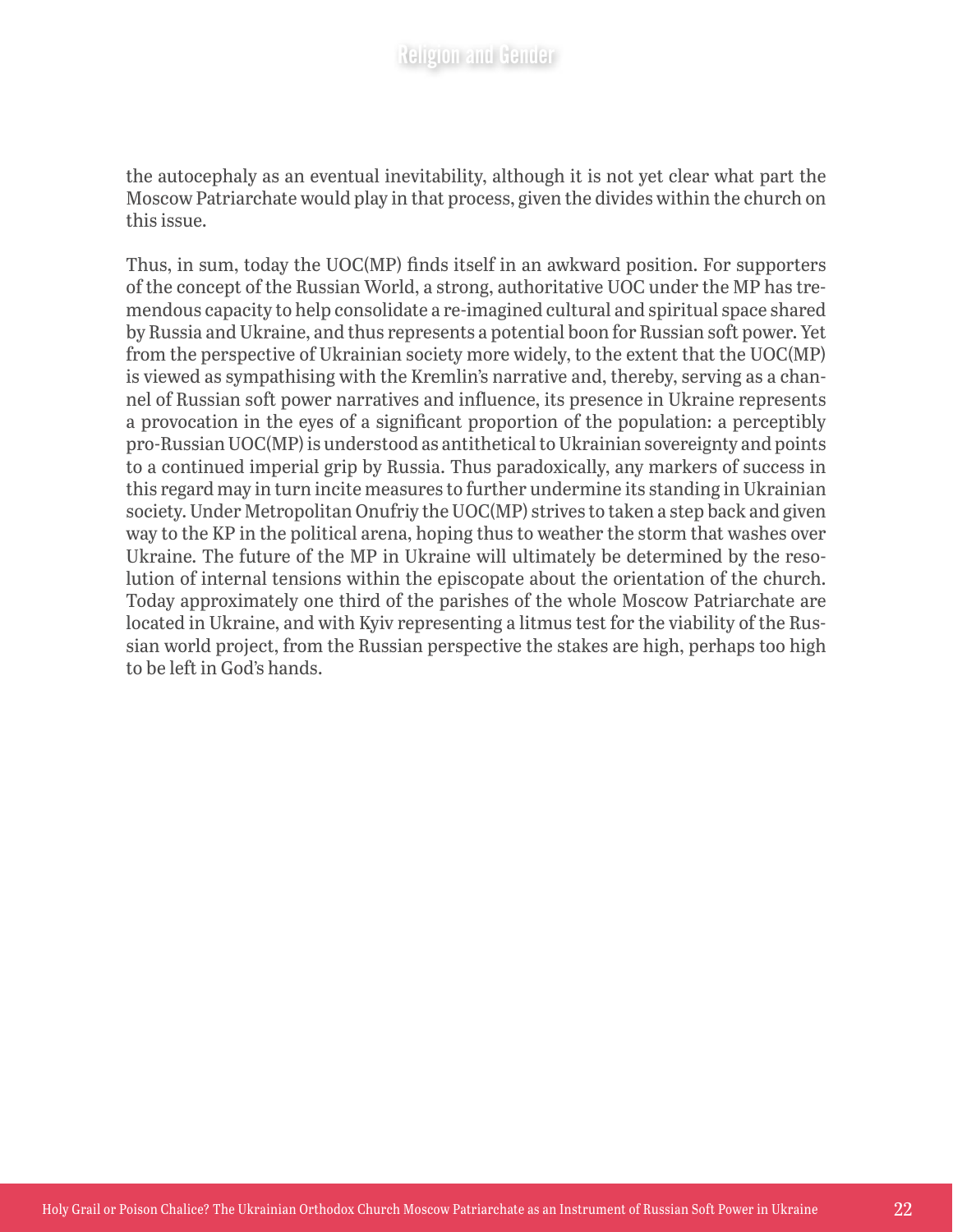the autocephaly as an eventual inevitability, although it is not yet clear what part the Moscow Patriarchate would play in that process, given the divides within the church on this issue.

Thus, in sum, today the UOC(MP) finds itself in an awkward position. For supporters of the concept of the Russian World, a strong, authoritative UOC under the MP has tremendous capacity to help consolidate a re-imagined cultural and spiritual space shared by Russia and Ukraine, and thus represents a potential boon for Russian soft power. Yet from the perspective of Ukrainian society more widely, to the extent that the UOC(MP) is viewed as sympathising with the Kremlin's narrative and, thereby, serving as a channel of Russian soft power narratives and influence, its presence in Ukraine represents a provocation in the eyes of a significant proportion of the population: a perceptibly pro-Russian UOC(MP) is understood as antithetical to Ukrainian sovereignty and points to a continued imperial grip by Russia. Thus paradoxically, any markers of success in this regard may in turn incite measures to further undermine its standing in Ukrainian society. Under Metropolitan Onufriy the UOC(MP) strives to taken a step back and given way to the KP in the political arena, hoping thus to weather the storm that washes over Ukraine. The future of the MP in Ukraine will ultimately be determined by the resolution of internal tensions within the episcopate about the orientation of the church. Today approximately one third of the parishes of the whole Moscow Patriarchate are located in Ukraine, and with Kyiv representing a litmus test for the viability of the Russian world project, from the Russian perspective the stakes are high, perhaps too high to be left in God's hands.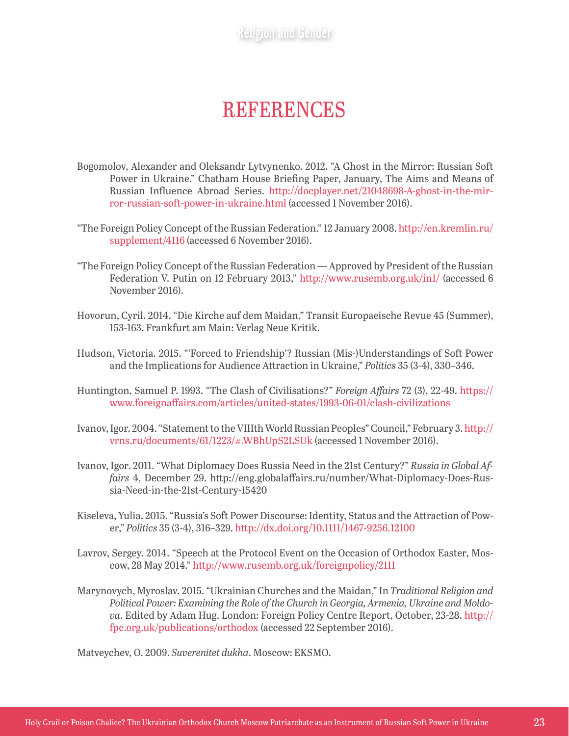# REFERENCES

Bogomolov, Alexander and Oleksandr Lytvynenko. 2012. "A Ghost in the Mirror: Russian Soft Power in Ukraine." Chatham House Briefing Paper, January, The Aims and Means of Russian Influence Abroad Series. http://docplayer.net/21048698-A-ghost-in-the-mirror-russian-soft-power-in-ukraine.html (accessed 1 November 2016).

"The Foreign Policy Concept of the Russian Federation." 12 January 2008. http://en.kremlin.ru/supplement/4116 (accessed 6 November 2016).

"The Foreign Policy Concept of the Russian Federation — Approved by President of the Russian Federation V. Putin on 12 February 2013," http://www.rusemb.org.uk/in1/ (accessed 6 November 2016).

Hovorun, Cyril. 2014. "Die Kirche auf dem Maidan," Transit Europaeische Revue 45 (Summer), 153-163. Frankfurt am Main: Verlag Neue Kritik.

Hudson, Victoria. 2015. "'Forced to Friendship'? Russian (Mis-)Understandings of Soft Power and the Implications for Audience Attraction in Ukraine," *Politics* 35 (3-4), 330–346.

Huntington, Samuel P. 1993. "The Clash of Civilisations?" *Foreign Affairs* 72 (3), 22-49. https://www.foreignaffairs.com/articles/united-states/1993-06-01/clash-civilizations

Ivanov, Igor. 2004. "Statement to the VIIIth World Russian Peoples" Council," February 3. http://vrns.ru/documents/61/1223/#.WBhUpS2LSUk (accessed 1 November 2016).

Ivanov, Igor. 2011. "What Diplomacy Does Russia Need in the 21st Century?" *Russia in Global Affairs* 4, December 29. http://eng.globalaffairs.ru/number/What-Diplomacy-Does-Russia-Need-in-the-21st-Century-15420

Kiseleva, Yulia. 2015. "Russia's Soft Power Discourse: Identity, Status and the Attraction of Power," *Politics* 35 (3-4), 316–329. http://dx.doi.org/10.1111/1467-9256.12100

Lavrov, Sergey. 2014. "Speech at the Protocol Event on the Occasion of Orthodox Easter, Moscow, 28 May 2014." http://www.rusemb.org.uk/foreignpolicy/2111

Marynovych, Myroslav. 2015. "Ukrainian Churches and the Maidan," In *Traditional Religion and Political Power: Examining the Role of the Church in Georgia, Armenia, Ukraine and Moldova*. Edited by Adam Hug. London: Foreign Policy Centre Report, October, 23-28. http://fpc.org.uk/publications/orthodox (accessed 22 September 2016).

Matveychev, O. 2009. *Suverenitet dukha*. Moscow: EKSMO.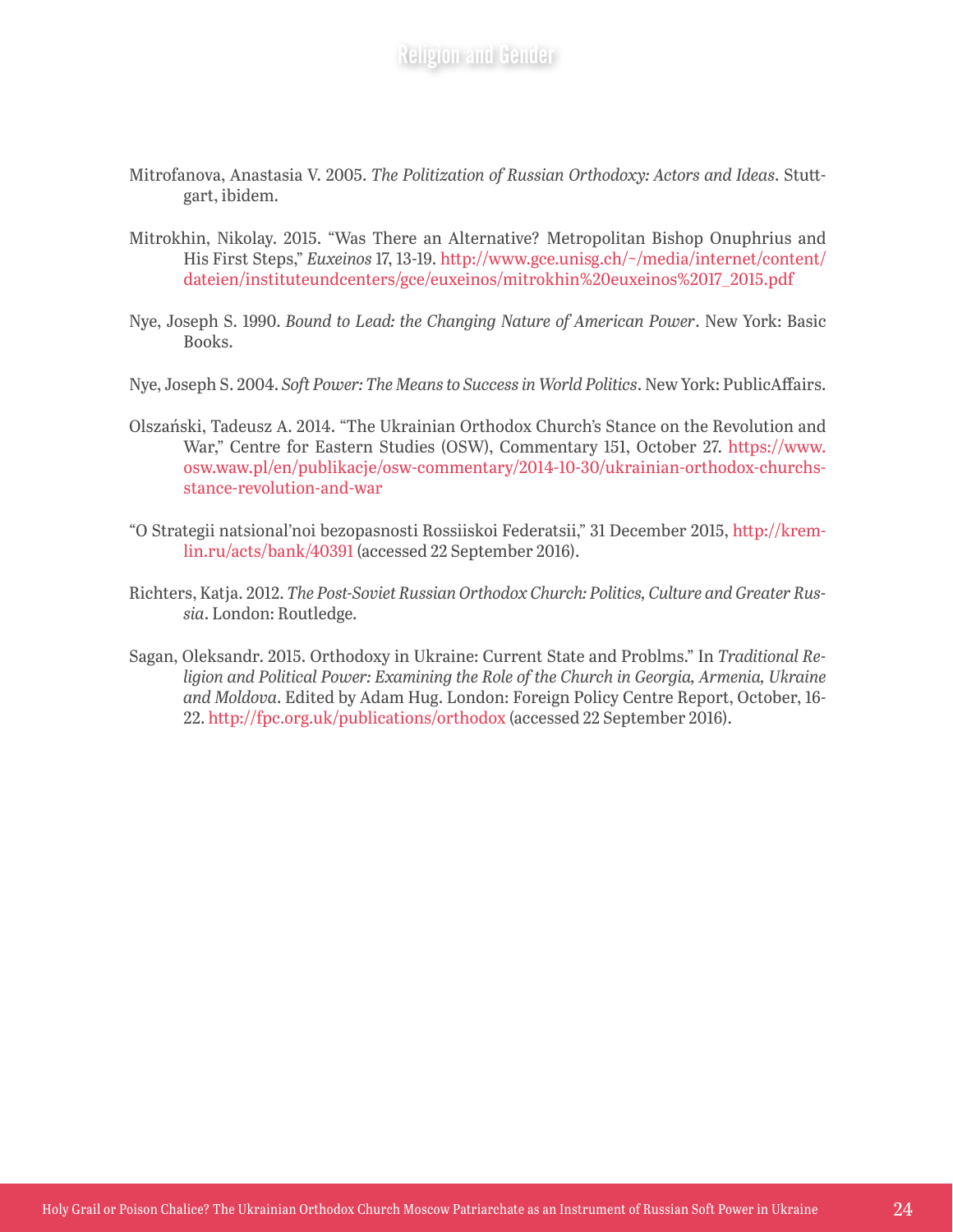Mitrofanova, Anastasia V. 2005. *The Politization of Russian Orthodoxy: Actors and Ideas*. Stuttgart, ibidem.

Mitrokhin, Nikolay. 2015. "Was There an Alternative? Metropolitan Bishop Onuphrius and His First Steps," *Euxeinos* 17, 13-19. http://www.gce.unisg.ch/~/media/internet/content/dateien/instituteundcenters/gce/euxeinos/mitrokhin%20euxeinos%2017_2015.pdf

Nye, Joseph S. 1990. *Bound to Lead: the Changing Nature of American Power*. New York: Basic Books.

Nye, Joseph S. 2004. *Soft Power: The Means to Success in World Politics*. New York: PublicAffairs.

Olszański, Tadeusz A. 2014. "The Ukrainian Orthodox Church's Stance on the Revolution and War," Centre for Eastern Studies (OSW), Commentary 151, October 27. https://www.osw.waw.pl/en/publikacje/osw-commentary/2014-10-30/ukrainian-orthodox-churchs-stance-revolution-and-war

"O Strategii natsional'noi bezopasnosti Rossiiskoi Federatsii," 31 December 2015, http://kremlin.ru/acts/bank/40391 (accessed 22 September 2016).

Richters, Katja. 2012. *The Post-Soviet Russian Orthodox Church: Politics, Culture and Greater Russia*. London: Routledge.

Sagan, Oleksandr. 2015. Orthodoxy in Ukraine: Current State and Problms." In *Traditional Religion and Political Power: Examining the Role of the Church in Georgia, Armenia, Ukraine and Moldova*. Edited by Adam Hug. London: Foreign Policy Centre Report, October, 16-22. http://fpc.org.uk/publications/orthodox (accessed 22 September 2016).